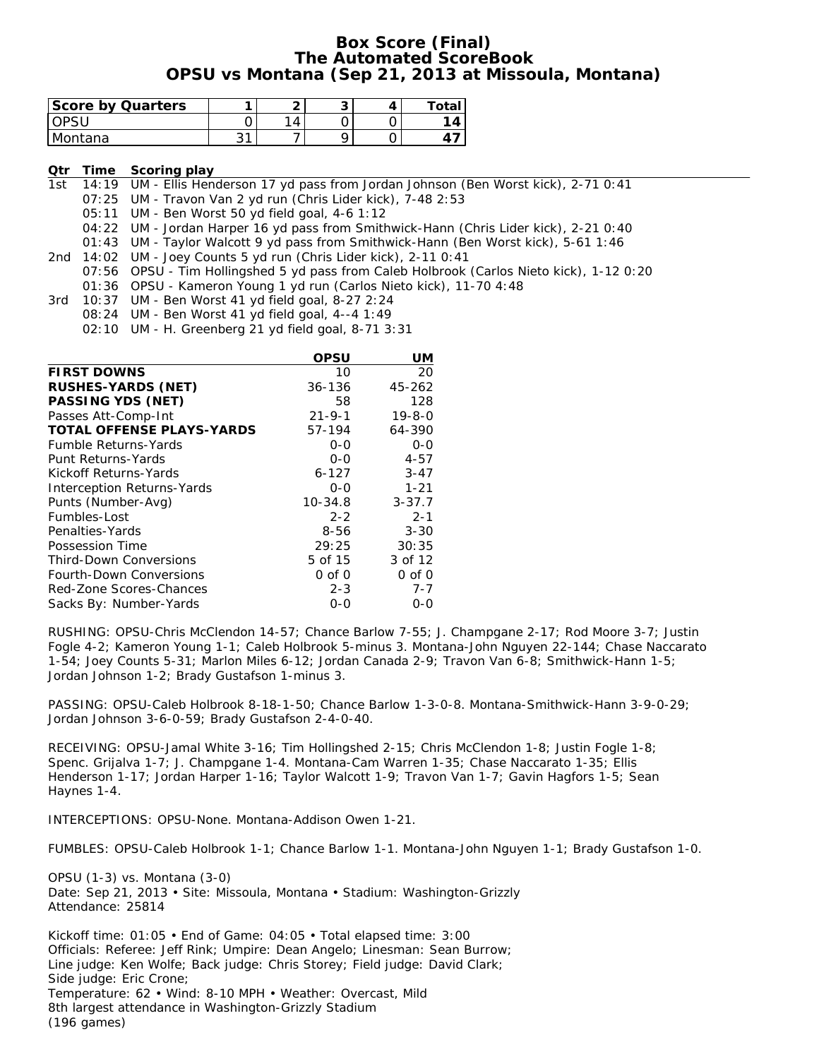# Box Score (Final)
## The Automated ScoreBook
## OPSU vs Montana (Sep 21, 2013 at Missoula, Montana)

| Score by Quarters | 1 | 2 | 3 | 4 | Total |
|---|---|---|---|---|---|
| OPSU | 0 | 14 | 0 | 0 | **14** |
| Montana | 31 | 7 | 9 | 0 | **47** |

| Qtr | Time | Scoring play |
|---|---|---|
| 1st | 14:19 | UM - Ellis Henderson 17 yd pass from Jordan Johnson (Ben Worst kick), 2-71 0:41 |
| | 07:25 | UM - Travon Van 2 yd run (Chris Lider kick), 7-48 2:53 |
| | 05:11 | UM - Ben Worst 50 yd field goal, 4-6 1:12 |
| | 04:22 | UM - Jordan Harper 16 yd pass from Smithwick-Hann (Chris Lider kick), 2-21 0:40 |
| | 01:43 | UM - Taylor Walcott 9 yd pass from Smithwick-Hann (Ben Worst kick), 5-61 1:46 |
| 2nd | 14:02 | UM - Joey Counts 5 yd run (Chris Lider kick), 2-11 0:41 |
| | 07:56 | OPSU - Tim Hollingshed 5 yd pass from Caleb Holbrook (Carlos Nieto kick), 1-12 0:20 |
| | 01:36 | OPSU - Kameron Young 1 yd run (Carlos Nieto kick), 11-70 4:48 |
| 3rd | 10:37 | UM - Ben Worst 41 yd field goal, 8-27 2:24 |
| | 08:24 | UM - Ben Worst 41 yd field goal, 4--4 1:49 |
| | 02:10 | UM - H. Greenberg 21 yd field goal, 8-71 3:31 |

| | OPSU | UM |
|---|---|---|
| **FIRST DOWNS** | 10 | 20 |
| **RUSHES-YARDS (NET)** | 36-136 | 45-262 |
| **PASSING YDS (NET)** | 58 | 128 |
| Passes Att-Comp-Int | 21-9-1 | 19-8-0 |
| **TOTAL OFFENSE PLAYS-YARDS** | 57-194 | 64-390 |
| Fumble Returns-Yards | 0-0 | 0-0 |
| Punt Returns-Yards | 0-0 | 4-57 |
| Kickoff Returns-Yards | 6-127 | 3-47 |
| Interception Returns-Yards | 0-0 | 1-21 |
| Punts (Number-Avg) | 10-34.8 | 3-37.7 |
| Fumbles-Lost | 2-2 | 2-1 |
| Penalties-Yards | 8-56 | 3-30 |
| Possession Time | 29:25 | 30:35 |
| Third-Down Conversions | 5 of 15 | 3 of 12 |
| Fourth-Down Conversions | 0 of 0 | 0 of 0 |
| Red-Zone Scores-Chances | 2-3 | 7-7 |
| Sacks By: Number-Yards | 0-0 | 0-0 |

RUSHING: OPSU-Chris McClendon 14-57; Chance Barlow 7-55; J. Champgane 2-17; Rod Moore 3-7; Justin Fogle 4-2; Kameron Young 1-1; Caleb Holbrook 5-minus 3. Montana-John Nguyen 22-144; Chase Naccarato 1-54; Joey Counts 5-31; Marlon Miles 6-12; Jordan Canada 2-9; Travon Van 6-8; Smithwick-Hann 1-5; Jordan Johnson 1-2; Brady Gustafson 1-minus 3.

PASSING: OPSU-Caleb Holbrook 8-18-1-50; Chance Barlow 1-3-0-8. Montana-Smithwick-Hann 3-9-0-29; Jordan Johnson 3-6-0-59; Brady Gustafson 2-4-0-40.

RECEIVING: OPSU-Jamal White 3-16; Tim Hollingshed 2-15; Chris McClendon 1-8; Justin Fogle 1-8; Spenc. Grijalva 1-7; J. Champgane 1-4. Montana-Cam Warren 1-35; Chase Naccarato 1-35; Ellis Henderson 1-17; Jordan Harper 1-16; Taylor Walcott 1-9; Travon Van 1-7; Gavin Hagfors 1-5; Sean Haynes 1-4.

INTERCEPTIONS: OPSU-None. Montana-Addison Owen 1-21.

FUMBLES: OPSU-Caleb Holbrook 1-1; Chance Barlow 1-1. Montana-John Nguyen 1-1; Brady Gustafson 1-0.

OPSU (1-3) vs. Montana (3-0)
Date: Sep 21, 2013 • Site: Missoula, Montana • Stadium: Washington-Grizzly
Attendance: 25814

Kickoff time: 01:05 • End of Game: 04:05 • Total elapsed time: 3:00
Officials: Referee: Jeff Rink; Umpire: Dean Angelo; Linesman: Sean Burrow;
Line judge: Ken Wolfe; Back judge: Chris Storey; Field judge: David Clark;
Side judge: Eric Crone;
Temperature: 62 • Wind: 8-10 MPH • Weather: Overcast, Mild
8th largest attendance in Washington-Grizzly Stadium
(196 games)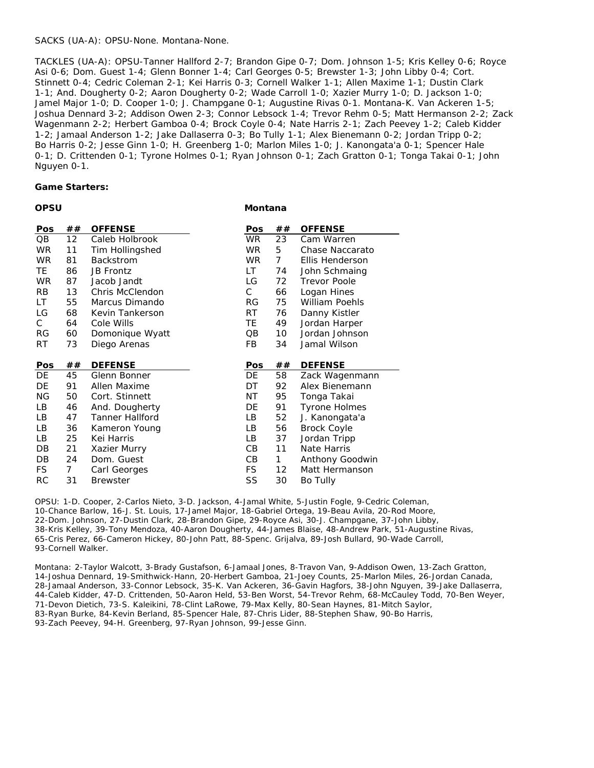SACKS (UA-A): OPSU-None. Montana-None.

TACKLES (UA-A): OPSU-Tanner Hallford 2-7; Brandon Gipe 0-7; Dom. Johnson 1-5; Kris Kelley 0-6; Royce Asi 0-6; Dom. Guest 1-4; Glenn Bonner 1-4; Carl Georges 0-5; Brewster 1-3; John Libby 0-4; Cort. Stinnett 0-4; Cedric Coleman 2-1; Kei Harris 0-3; Cornell Walker 1-1; Allen Maxime 1-1; Dustin Clark 1-1; And. Dougherty 0-2; Aaron Dougherty 0-2; Wade Carroll 1-0; Xazier Murry 1-0; D. Jackson 1-0; Jamel Major 1-0; D. Cooper 1-0; J. Champgane 0-1; Augustine Rivas 0-1. Montana-K. Van Ackeren 1-5; Joshua Dennard 3-2; Addison Owen 2-3; Connor Lebsock 1-4; Trevor Rehm 0-5; Matt Hermanson 2-2; Zack Wagenmann 2-2; Herbert Gamboa 0-4; Brock Coyle 0-4; Nate Harris 2-1; Zach Peevey 1-2; Caleb Kidder 1-2; Jamaal Anderson 1-2; Jake Dallaserra 0-3; Bo Tully 1-1; Alex Bienemann 0-2; Jordan Tripp 0-2; Bo Harris 0-2; Jesse Ginn 1-0; H. Greenberg 1-0; Marlon Miles 1-0; J. Kanongata'a 0-1; Spencer Hale 0-1; D. Crittenden 0-1; Tyrone Holmes 0-1; Ryan Johnson 0-1; Zach Gratton 0-1; Tonga Takai 0-1; John Nguyen 0-1.

**Game Starters:**

**OPSU**

| Pos | ## | OFFENSE |
|---|---|---|
| QB | 12 | Caleb Holbrook |
| WR | 11 | Tim Hollingshed |
| WR | 81 | Backstrom |
| TE | 86 | JB Frontz |
| WR | 87 | Jacob Jandt |
| RB | 13 | Chris McClendon |
| LT | 55 | Marcus Dimando |
| LG | 68 | Kevin Tankerson |
| C | 64 | Cole Wills |
| RG | 60 | Domonique Wyatt |
| RT | 73 | Diego Arenas |

| Pos | ## | DEFENSE |
|---|---|---|
| DE | 45 | Glenn Bonner |
| DE | 91 | Allen Maxime |
| NG | 50 | Cort. Stinnett |
| LB | 46 | And. Dougherty |
| LB | 47 | Tanner Hallford |
| LB | 36 | Kameron Young |
| LB | 25 | Kei Harris |
| DB | 21 | Xazier Murry |
| DB | 24 | Dom. Guest |
| FS | 7 | Carl Georges |
| RC | 31 | Brewster |

**Montana**

| Pos | ## | OFFENSE |
|---|---|---|
| WR | 23 | Cam Warren |
| WR | 5 | Chase Naccarato |
| WR | 7 | Ellis Henderson |
| LT | 74 | John Schmaing |
| LG | 72 | Trevor Poole |
| C | 66 | Logan Hines |
| RG | 75 | William Poehls |
| RT | 76 | Danny Kistler |
| TE | 49 | Jordan Harper |
| QB | 10 | Jordan Johnson |
| FB | 34 | Jamal Wilson |

| Pos | ## | DEFENSE |
|---|---|---|
| DE | 58 | Zack Wagenmann |
| DT | 92 | Alex Bienemann |
| NT | 95 | Tonga Takai |
| DE | 91 | Tyrone Holmes |
| LB | 52 | J. Kanongata'a |
| LB | 56 | Brock Coyle |
| LB | 37 | Jordan Tripp |
| CB | 11 | Nate Harris |
| CB | 1 | Anthony Goodwin |
| FS | 12 | Matt Hermanson |
| SS | 30 | Bo Tully |

OPSU: 1-D. Cooper, 2-Carlos Nieto, 3-D. Jackson, 4-Jamal White, 5-Justin Fogle, 9-Cedric Coleman, 10-Chance Barlow, 16-J. St. Louis, 17-Jamel Major, 18-Gabriel Ortega, 19-Beau Avila, 20-Rod Moore, 22-Dom. Johnson, 27-Dustin Clark, 28-Brandon Gipe, 29-Royce Asi, 30-J. Champgane, 37-John Libby, 38-Kris Kelley, 39-Tony Mendoza, 40-Aaron Dougherty, 44-James Blaise, 48-Andrew Park, 51-Augustine Rivas, 65-Cris Perez, 66-Cameron Hickey, 80-John Patt, 88-Spenc. Grijalva, 89-Josh Bullard, 90-Wade Carroll, 93-Cornell Walker.

Montana: 2-Taylor Walcott, 3-Brady Gustafson, 6-Jamaal Jones, 8-Travon Van, 9-Addison Owen, 13-Zach Gratton, 14-Joshua Dennard, 19-Smithwick-Hann, 20-Herbert Gamboa, 21-Joey Counts, 25-Marlon Miles, 26-Jordan Canada, 28-Jamaal Anderson, 33-Connor Lebsock, 35-K. Van Ackeren, 36-Gavin Hagfors, 38-John Nguyen, 39-Jake Dallaserra, 44-Caleb Kidder, 47-D. Crittenden, 50-Aaron Held, 53-Ben Worst, 54-Trevor Rehm, 68-McCauley Todd, 70-Ben Weyer, 71-Devon Dietich, 73-S. Kaleikini, 78-Clint LaRowe, 79-Max Kelly, 80-Sean Haynes, 81-Mitch Saylor, 83-Ryan Burke, 84-Kevin Berland, 85-Spencer Hale, 87-Chris Lider, 88-Stephen Shaw, 90-Bo Harris, 93-Zach Peevey, 94-H. Greenberg, 97-Ryan Johnson, 99-Jesse Ginn.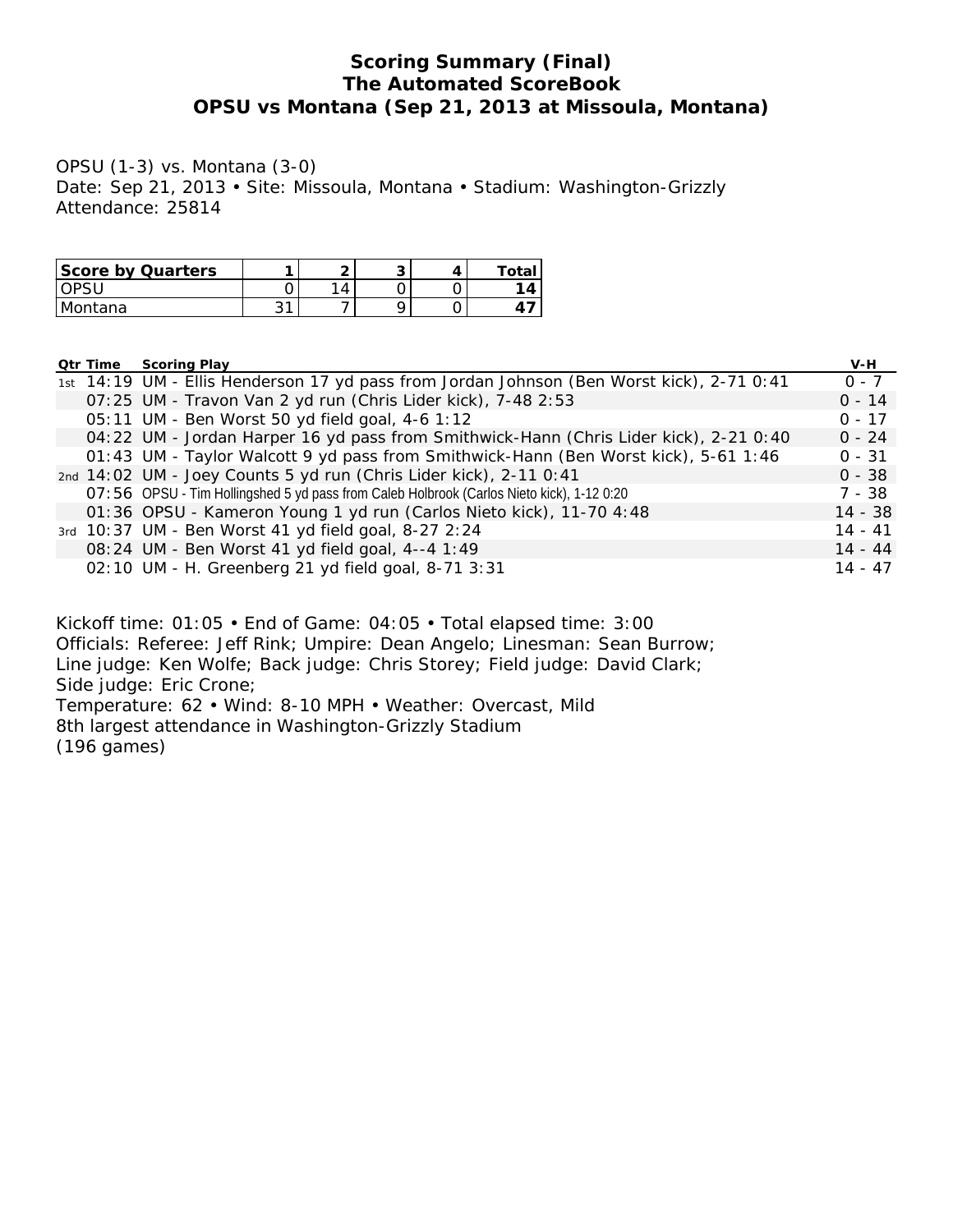# Scoring Summary (Final)
## The Automated ScoreBook
## OPSU vs Montana (Sep 21, 2013 at Missoula, Montana)

OPSU (1-3) vs. Montana (3-0)
Date: Sep 21, 2013 • Site: Missoula, Montana • Stadium: Washington-Grizzly
Attendance: 25814

| Score by Quarters | 1 | 2 | 3 | 4 | Total |
|---|---|---|---|---|---|
| OPSU | 0 | 14 | 0 | 0 | **14** |
| Montana | 31 | 7 | 9 | 0 | **47** |

| Qtr | Time | Scoring Play | V-H |
|---|---|---|---|
| 1st | 14:19 | UM - Ellis Henderson 17 yd pass from Jordan Johnson (Ben Worst kick), 2-71 0:41 | 0 - 7 |
| | 07:25 | UM - Travon Van 2 yd run (Chris Lider kick), 7-48 2:53 | 0 - 14 |
| | 05:11 | UM - Ben Worst 50 yd field goal, 4-6 1:12 | 0 - 17 |
| | 04:22 | UM - Jordan Harper 16 yd pass from Smithwick-Hann (Chris Lider kick), 2-21 0:40 | 0 - 24 |
| | 01:43 | UM - Taylor Walcott 9 yd pass from Smithwick-Hann (Ben Worst kick), 5-61 1:46 | 0 - 31 |
| 2nd | 14:02 | UM - Joey Counts 5 yd run (Chris Lider kick), 2-11 0:41 | 0 - 38 |
| | 07:56 | OPSU - Tim Hollingshed 5 yd pass from Caleb Holbrook (Carlos Nieto kick), 1-12 0:20 | 7 - 38 |
| | 01:36 | OPSU - Kameron Young 1 yd run (Carlos Nieto kick), 11-70 4:48 | 14 - 38 |
| 3rd | 10:37 | UM - Ben Worst 41 yd field goal, 8-27 2:24 | 14 - 41 |
| | 08:24 | UM - Ben Worst 41 yd field goal, 4--4 1:49 | 14 - 44 |
| | 02:10 | UM - H. Greenberg 21 yd field goal, 8-71 3:31 | 14 - 47 |

Kickoff time: 01:05 • End of Game: 04:05 • Total elapsed time: 3:00
Officials: Referee: Jeff Rink; Umpire: Dean Angelo; Linesman: Sean Burrow;
Line judge: Ken Wolfe; Back judge: Chris Storey; Field judge: David Clark;
Side judge: Eric Crone;
Temperature: 62 • Wind: 8-10 MPH • Weather: Overcast, Mild
8th largest attendance in Washington-Grizzly Stadium
(196 games)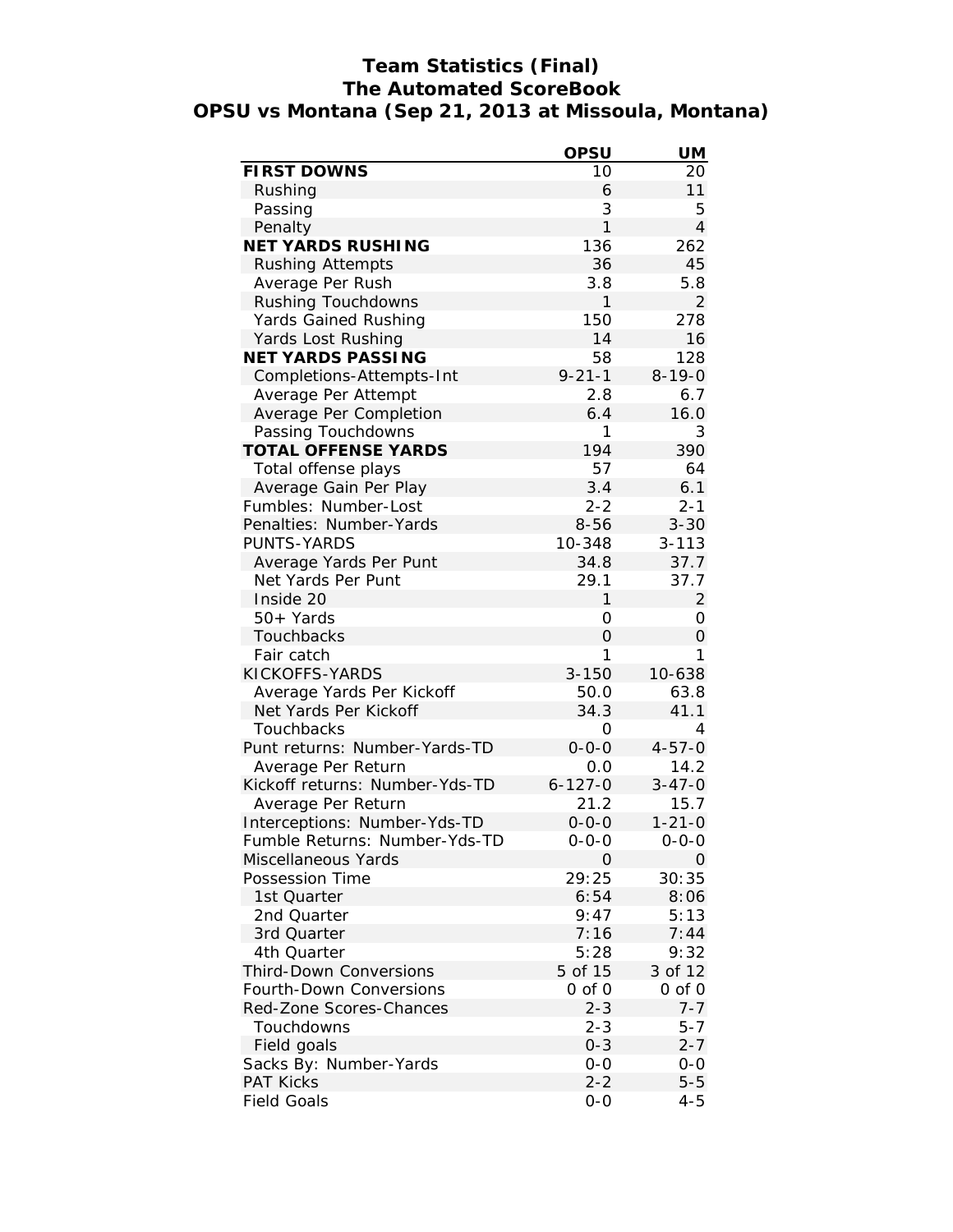# Team Statistics (Final)
## The Automated ScoreBook
## OPSU vs Montana (Sep 21, 2013 at Missoula, Montana)

| | OPSU | UM |
|---|---|---|
| **FIRST DOWNS** | 10 | 20 |
| Rushing | 6 | 11 |
| Passing | 3 | 5 |
| Penalty | 1 | 4 |
| **NET YARDS RUSHING** | 136 | 262 |
| Rushing Attempts | 36 | 45 |
| Average Per Rush | 3.8 | 5.8 |
| Rushing Touchdowns | 1 | 2 |
| Yards Gained Rushing | 150 | 278 |
| Yards Lost Rushing | 14 | 16 |
| **NET YARDS PASSING** | 58 | 128 |
| Completions-Attempts-Int | 9-21-1 | 8-19-0 |
| Average Per Attempt | 2.8 | 6.7 |
| Average Per Completion | 6.4 | 16.0 |
| Passing Touchdowns | 1 | 3 |
| **TOTAL OFFENSE YARDS** | 194 | 390 |
| Total offense plays | 57 | 64 |
| Average Gain Per Play | 3.4 | 6.1 |
| Fumbles: Number-Lost | 2-2 | 2-1 |
| Penalties: Number-Yards | 8-56 | 3-30 |
| PUNTS-YARDS | 10-348 | 3-113 |
| Average Yards Per Punt | 34.8 | 37.7 |
| Net Yards Per Punt | 29.1 | 37.7 |
| Inside 20 | 1 | 2 |
| 50+ Yards | 0 | 0 |
| Touchbacks | 0 | 0 |
| Fair catch | 1 | 1 |
| KICKOFFS-YARDS | 3-150 | 10-638 |
| Average Yards Per Kickoff | 50.0 | 63.8 |
| Net Yards Per Kickoff | 34.3 | 41.1 |
| Touchbacks | 0 | 4 |
| Punt returns: Number-Yards-TD | 0-0-0 | 4-57-0 |
| Average Per Return | 0.0 | 14.2 |
| Kickoff returns: Number-Yds-TD | 6-127-0 | 3-47-0 |
| Average Per Return | 21.2 | 15.7 |
| Interceptions: Number-Yds-TD | 0-0-0 | 1-21-0 |
| Fumble Returns: Number-Yds-TD | 0-0-0 | 0-0-0 |
| Miscellaneous Yards | 0 | 0 |
| Possession Time | 29:25 | 30:35 |
| 1st Quarter | 6:54 | 8:06 |
| 2nd Quarter | 9:47 | 5:13 |
| 3rd Quarter | 7:16 | 7:44 |
| 4th Quarter | 5:28 | 9:32 |
| Third-Down Conversions | 5 of 15 | 3 of 12 |
| Fourth-Down Conversions | 0 of 0 | 0 of 0 |
| Red-Zone Scores-Chances | 2-3 | 7-7 |
| Touchdowns | 2-3 | 5-7 |
| Field goals | 0-3 | 2-7 |
| Sacks By: Number-Yards | 0-0 | 0-0 |
| PAT Kicks | 2-2 | 5-5 |
| Field Goals | 0-0 | 4-5 |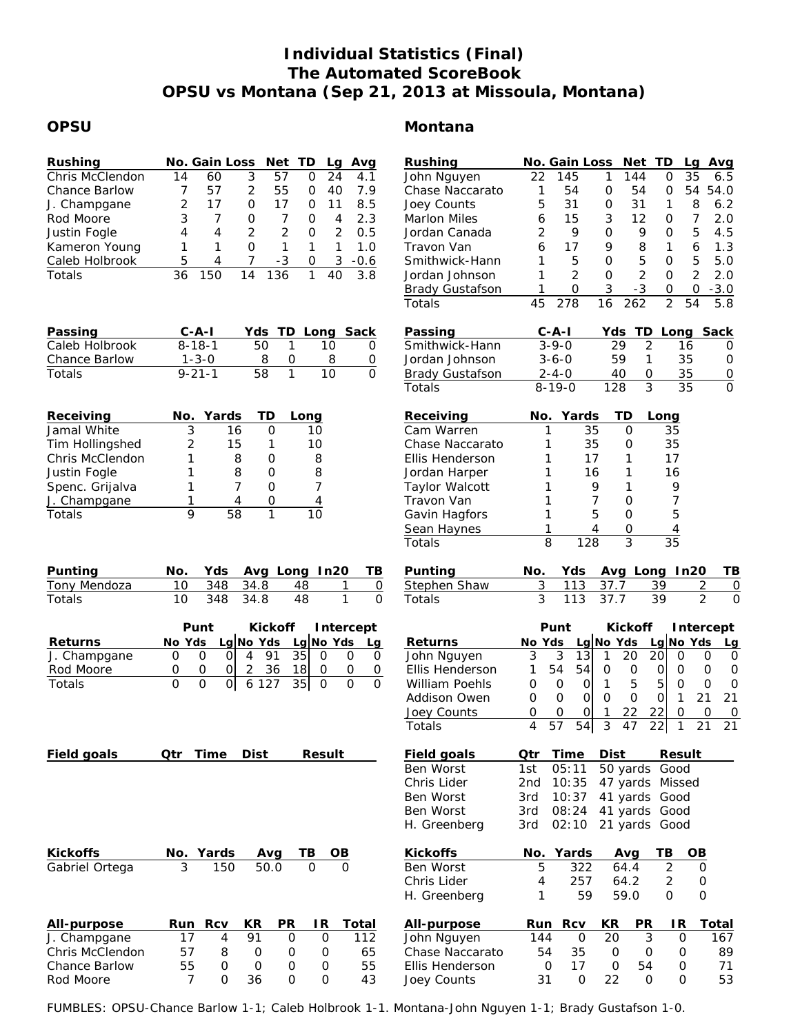# Individual Statistics (Final)
## The Automated ScoreBook
## OPSU vs Montana (Sep 21, 2013 at Missoula, Montana)

## OPSU

| Rushing | No. | Gain | Loss | Net | TD | Lg | Avg |
|---|---|---|---|---|---|---|---|
| Chris McClendon | 14 | 60 | 3 | 57 | 0 | 24 | 4.1 |
| Chance Barlow | 7 | 57 | 2 | 55 | 0 | 40 | 7.9 |
| J. Champgane | 2 | 17 | 0 | 17 | 0 | 11 | 8.5 |
| Rod Moore | 3 | 7 | 0 | 7 | 0 | 4 | 2.3 |
| Justin Fogle | 4 | 4 | 2 | 2 | 0 | 2 | 0.5 |
| Kameron Young | 1 | 1 | 0 | 1 | 1 | 1 | 1.0 |
| Caleb Holbrook | 5 | 4 | 7 | -3 | 0 | 3 | -0.6 |
| Totals | 36 | 150 | 14 | 136 | 1 | 40 | 3.8 |

| Passing | C-A-I | Yds | TD | Long | Sack |
|---|---|---|---|---|---|
| Caleb Holbrook | 8-18-1 | 50 | 1 | 10 | 0 |
| Chance Barlow | 1-3-0 | 8 | 0 | 8 | 0 |
| Totals | 9-21-1 | 58 | 1 | 10 | 0 |

| Receiving | No. | Yards | TD | Long |
|---|---|---|---|---|
| Jamal White | 3 | 16 | 0 | 10 |
| Tim Hollingshed | 2 | 15 | 1 | 10 |
| Chris McClendon | 1 | 8 | 0 | 8 |
| Justin Fogle | 1 | 8 | 0 | 8 |
| Spenc. Grijalva | 1 | 7 | 0 | 7 |
| J. Champgane | 1 | 4 | 0 | 4 |
| Totals | 9 | 58 | 1 | 10 |

| Punting | No. | Yds | Avg | Long | In20 | TB |
|---|---|---|---|---|---|---|
| Tony Mendoza | 10 | 348 | 34.8 | 48 | 1 | 0 |
| Totals | 10 | 348 | 34.8 | 48 | 1 | 0 |

| | Punt | | | Kickoff | | | Intercept | | |
|---|---|---|---|---|---|---|---|---|---|
| Returns | No | Yds | Lg | No | Yds | Lg | No | Yds | Lg |
| J. Champgane | 0 | 0 | 0 | 4 | 91 | 35 | 0 | 0 | 0 |
| Rod Moore | 0 | 0 | 0 | 2 | 36 | 18 | 0 | 0 | 0 |
| Totals | 0 | 0 | 0 | 6 | 127 | 35 | 0 | 0 | 0 |

| Field goals | Qtr | Time | Dist | Result |
|---|---|---|---|---|

| Kickoffs | No. | Yards | Avg | TB | OB |
|---|---|---|---|---|---|
| Gabriel Ortega | 3 | 150 | 50.0 | 0 | 0 |

| All-purpose | Run | Rcv | KR | PR | IR | Total |
|---|---|---|---|---|---|---|
| J. Champgane | 17 | 4 | 91 | 0 | 0 | 112 |
| Chris McClendon | 57 | 8 | 0 | 0 | 0 | 65 |
| Chance Barlow | 55 | 0 | 0 | 0 | 0 | 55 |
| Rod Moore | 7 | 0 | 36 | 0 | 0 | 43 |

## Montana

| Rushing | No. | Gain | Loss | Net | TD | Lg | Avg |
|---|---|---|---|---|---|---|---|
| John Nguyen | 22 | 145 | 1 | 144 | 0 | 35 | 6.5 |
| Chase Naccarato | 1 | 54 | 0 | 54 | 0 | 54 | 54.0 |
| Joey Counts | 5 | 31 | 0 | 31 | 1 | 8 | 6.2 |
| Marlon Miles | 6 | 15 | 3 | 12 | 0 | 7 | 2.0 |
| Jordan Canada | 2 | 9 | 0 | 9 | 0 | 5 | 4.5 |
| Travon Van | 6 | 17 | 9 | 8 | 1 | 6 | 1.3 |
| Smithwick-Hann | 1 | 5 | 0 | 5 | 0 | 5 | 5.0 |
| Jordan Johnson | 1 | 2 | 0 | 2 | 0 | 2 | 2.0 |
| Brady Gustafson | 1 | 0 | 3 | -3 | 0 | 0 | -3.0 |
| Totals | 45 | 278 | 16 | 262 | 2 | 54 | 5.8 |

| Passing | C-A-I | Yds | TD | Long | Sack |
|---|---|---|---|---|---|
| Smithwick-Hann | 3-9-0 | 29 | 2 | 16 | 0 |
| Jordan Johnson | 3-6-0 | 59 | 1 | 35 | 0 |
| Brady Gustafson | 2-4-0 | 40 | 0 | 35 | 0 |
| Totals | 8-19-0 | 128 | 3 | 35 | 0 |

| Receiving | No. | Yards | TD | Long |
|---|---|---|---|---|
| Cam Warren | 1 | 35 | 0 | 35 |
| Chase Naccarato | 1 | 35 | 0 | 35 |
| Ellis Henderson | 1 | 17 | 1 | 17 |
| Jordan Harper | 1 | 16 | 1 | 16 |
| Taylor Walcott | 1 | 9 | 1 | 9 |
| Travon Van | 1 | 7 | 0 | 7 |
| Gavin Hagfors | 1 | 5 | 0 | 5 |
| Sean Haynes | 1 | 4 | 0 | 4 |
| Totals | 8 | 128 | 3 | 35 |

| Punting | No. | Yds | Avg | Long | In20 | TB |
|---|---|---|---|---|---|---|
| Stephen Shaw | 3 | 113 | 37.7 | 39 | 2 | 0 |
| Totals | 3 | 113 | 37.7 | 39 | 2 | 0 |

| | Punt | | | Kickoff | | | Intercept | | |
|---|---|---|---|---|---|---|---|---|---|
| Returns | No | Yds | Lg | No | Yds | Lg | No | Yds | Lg |
| John Nguyen | 3 | 3 | 13 | 1 | 20 | 20 | 0 | 0 | 0 |
| Ellis Henderson | 1 | 54 | 54 | 0 | 0 | 0 | 0 | 0 | 0 |
| William Poehls | 0 | 0 | 0 | 1 | 5 | 5 | 0 | 0 | 0 |
| Addison Owen | 0 | 0 | 0 | 0 | 0 | 0 | 1 | 21 | 21 |
| Joey Counts | 0 | 0 | 0 | 1 | 22 | 22 | 0 | 0 | 0 |
| Totals | 4 | 57 | 54 | 3 | 47 | 22 | 1 | 21 | 21 |

| Field goals | Qtr | Time | Dist | Result |
|---|---|---|---|---|
| Ben Worst | 1st | 05:11 | 50 yards | Good |
| Chris Lider | 2nd | 10:35 | 47 yards | Missed |
| Ben Worst | 3rd | 10:37 | 41 yards | Good |
| Ben Worst | 3rd | 08:24 | 41 yards | Good |
| H. Greenberg | 3rd | 02:10 | 21 yards | Good |

| Kickoffs | No. | Yards | Avg | TB | OB |
|---|---|---|---|---|---|
| Ben Worst | 5 | 322 | 64.4 | 2 | 0 |
| Chris Lider | 4 | 257 | 64.2 | 2 | 0 |
| H. Greenberg | 1 | 59 | 59.0 | 0 | 0 |

| All-purpose | Run | Rcv | KR | PR | IR | Total |
|---|---|---|---|---|---|---|
| John Nguyen | 144 | 0 | 20 | 3 | 0 | 167 |
| Chase Naccarato | 54 | 35 | 0 | 0 | 0 | 89 |
| Ellis Henderson | 0 | 17 | 0 | 54 | 0 | 71 |
| Joey Counts | 31 | 0 | 22 | 0 | 0 | 53 |

FUMBLES: OPSU-Chance Barlow 1-1; Caleb Holbrook 1-1. Montana-John Nguyen 1-1; Brady Gustafson 1-0.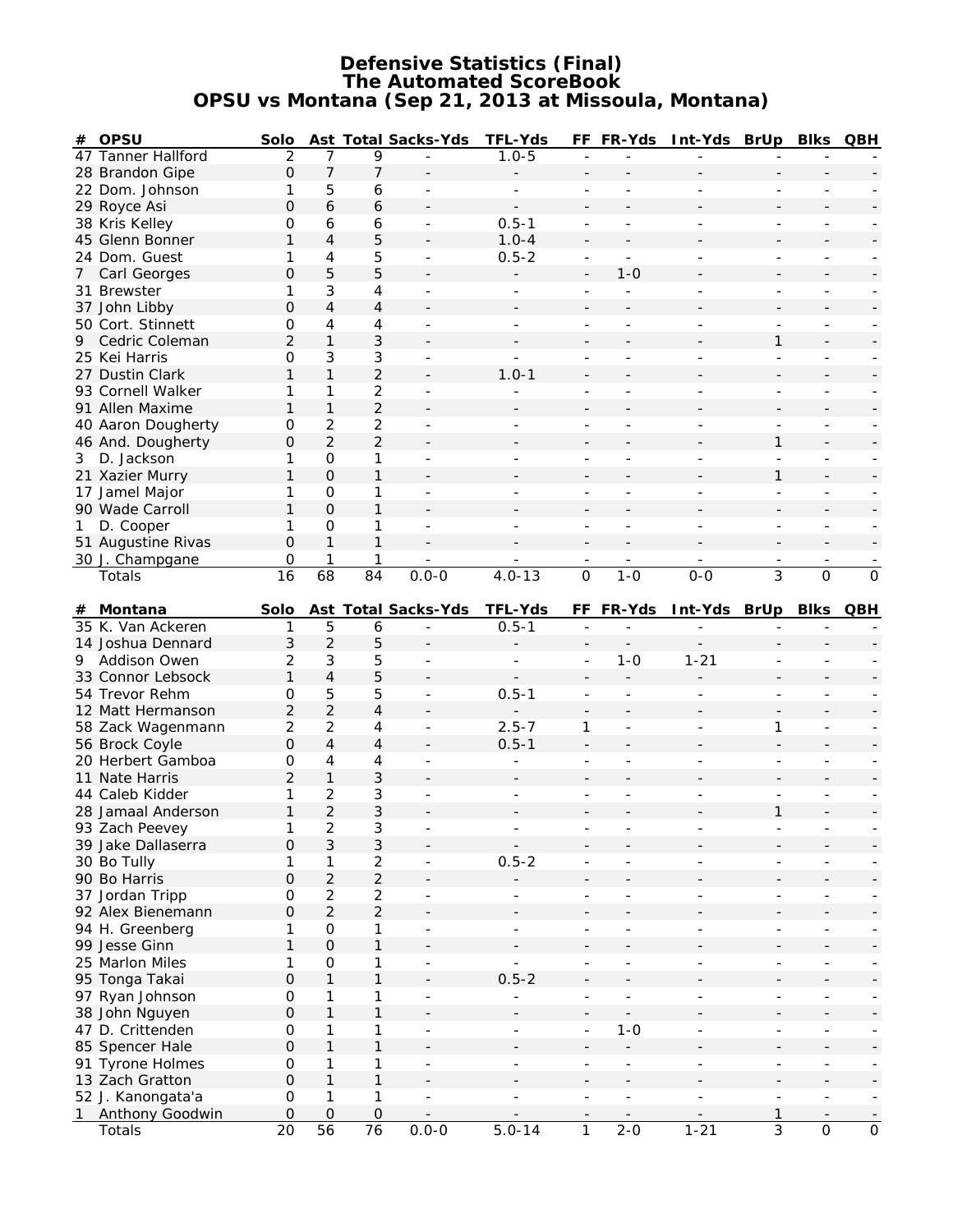# Defensive Statistics (Final)
## The Automated ScoreBook
## OPSU vs Montana (Sep 21, 2013 at Missoula, Montana)

| # | OPSU | Solo | Ast | Total | Sacks-Yds | TFL-Yds | FF | FR-Yds | Int-Yds | BrUp | Blks | QBH |
|---|---|---|---|---|---|---|---|---|---|---|---|---|
| 47 | Tanner Hallford | 2 | 7 | 9 | - | 1.0-5 | - | - | - | - | - | - |
| 28 | Brandon Gipe | 0 | 7 | 7 | - | - | - | - | - | - | - | - |
| 22 | Dom. Johnson | 1 | 5 | 6 | - | - | - | - | - | - | - | - |
| 29 | Royce Asi | 0 | 6 | 6 | - | - | - | - | - | - | - | - |
| 38 | Kris Kelley | 0 | 6 | 6 | - | 0.5-1 | - | - | - | - | - | - |
| 45 | Glenn Bonner | 1 | 4 | 5 | - | 1.0-4 | - | - | - | - | - | - |
| 24 | Dom. Guest | 1 | 4 | 5 | - | 0.5-2 | - | - | - | - | - | - |
| 7 | Carl Georges | 0 | 5 | 5 | - | - | - | 1-0 | - | - | - | - |
| 31 | Brewster | 1 | 3 | 4 | - | - | - | - | - | - | - | - |
| 37 | John Libby | 0 | 4 | 4 | - | - | - | - | - | - | - | - |
| 50 | Cort. Stinnett | 0 | 4 | 4 | - | - | - | - | - | - | - | - |
| 9 | Cedric Coleman | 2 | 1 | 3 | - | - | - | - | - | 1 | - | - |
| 25 | Kei Harris | 0 | 3 | 3 | - | - | - | - | - | - | - | - |
| 27 | Dustin Clark | 1 | 1 | 2 | - | 1.0-1 | - | - | - | - | - | - |
| 93 | Cornell Walker | 1 | 1 | 2 | - | - | - | - | - | - | - | - |
| 91 | Allen Maxime | 1 | 1 | 2 | - | - | - | - | - | - | - | - |
| 40 | Aaron Dougherty | 0 | 2 | 2 | - | - | - | - | - | - | - | - |
| 46 | And. Dougherty | 0 | 2 | 2 | - | - | - | - | - | 1 | - | - |
| 3 | D. Jackson | 1 | 0 | 1 | - | - | - | - | - | - | - | - |
| 21 | Xazier Murry | 1 | 0 | 1 | - | - | - | - | - | 1 | - | - |
| 17 | Jamel Major | 1 | 0 | 1 | - | - | - | - | - | - | - | - |
| 90 | Wade Carroll | 1 | 0 | 1 | - | - | - | - | - | - | - | - |
| 1 | D. Cooper | 1 | 0 | 1 | - | - | - | - | - | - | - | - |
| 51 | Augustine Rivas | 0 | 1 | 1 | - | - | - | - | - | - | - | - |
| 30 | J. Champgane | 0 | 1 | 1 | - | - | - | - | - | - | - | - |
| | Totals | 16 | 68 | 84 | 0.0-0 | 4.0-13 | 0 | 1-0 | 0-0 | 3 | 0 | 0 |

| # | Montana | Solo | Ast | Total | Sacks-Yds | TFL-Yds | FF | FR-Yds | Int-Yds | BrUp | Blks | QBH |
|---|---|---|---|---|---|---|---|---|---|---|---|---|
| 35 | K. Van Ackeren | 1 | 5 | 6 | - | 0.5-1 | - | - | - | - | - | - |
| 14 | Joshua Dennard | 3 | 2 | 5 | - | - | - | - | - | - | - | - |
| 9 | Addison Owen | 2 | 3 | 5 | - | - | - | 1-0 | 1-21 | - | - | - |
| 33 | Connor Lebsock | 1 | 4 | 5 | - | - | - | - | - | - | - | - |
| 54 | Trevor Rehm | 0 | 5 | 5 | - | 0.5-1 | - | - | - | - | - | - |
| 12 | Matt Hermanson | 2 | 2 | 4 | - | - | - | - | - | - | - | - |
| 58 | Zack Wagenmann | 2 | 2 | 4 | - | 2.5-7 | 1 | - | - | 1 | - | - |
| 56 | Brock Coyle | 0 | 4 | 4 | - | 0.5-1 | - | - | - | - | - | - |
| 20 | Herbert Gamboa | 0 | 4 | 4 | - | - | - | - | - | - | - | - |
| 11 | Nate Harris | 2 | 1 | 3 | - | - | - | - | - | - | - | - |
| 44 | Caleb Kidder | 1 | 2 | 3 | - | - | - | - | - | - | - | - |
| 28 | Jamaal Anderson | 1 | 2 | 3 | - | - | - | - | - | 1 | - | - |
| 93 | Zach Peevey | 1 | 2 | 3 | - | - | - | - | - | - | - | - |
| 39 | Jake Dallaserra | 0 | 3 | 3 | - | - | - | - | - | - | - | - |
| 30 | Bo Tully | 1 | 1 | 2 | - | 0.5-2 | - | - | - | - | - | - |
| 90 | Bo Harris | 0 | 2 | 2 | - | - | - | - | - | - | - | - |
| 37 | Jordan Tripp | 0 | 2 | 2 | - | - | - | - | - | - | - | - |
| 92 | Alex Bienemann | 0 | 2 | 2 | - | - | - | - | - | - | - | - |
| 94 | H. Greenberg | 1 | 0 | 1 | - | - | - | - | - | - | - | - |
| 99 | Jesse Ginn | 1 | 0 | 1 | - | - | - | - | - | - | - | - |
| 25 | Marlon Miles | 1 | 0 | 1 | - | - | - | - | - | - | - | - |
| 95 | Tonga Takai | 0 | 1 | 1 | - | 0.5-2 | - | - | - | - | - | - |
| 97 | Ryan Johnson | 0 | 1 | 1 | - | - | - | - | - | - | - | - |
| 38 | John Nguyen | 0 | 1 | 1 | - | - | - | - | - | - | - | - |
| 47 | D. Crittenden | 0 | 1 | 1 | - | - | - | 1-0 | - | - | - | - |
| 85 | Spencer Hale | 0 | 1 | 1 | - | - | - | - | - | - | - | - |
| 91 | Tyrone Holmes | 0 | 1 | 1 | - | - | - | - | - | - | - | - |
| 13 | Zach Gratton | 0 | 1 | 1 | - | - | - | - | - | - | - | - |
| 52 | J. Kanongata'a | 0 | 1 | 1 | - | - | - | - | - | - | - | - |
| 1 | Anthony Goodwin | 0 | 0 | 0 | - | - | - | - | - | 1 | - | - |
| | Totals | 20 | 56 | 76 | 0.0-0 | 5.0-14 | 1 | 2-0 | 1-21 | 3 | 0 | 0 |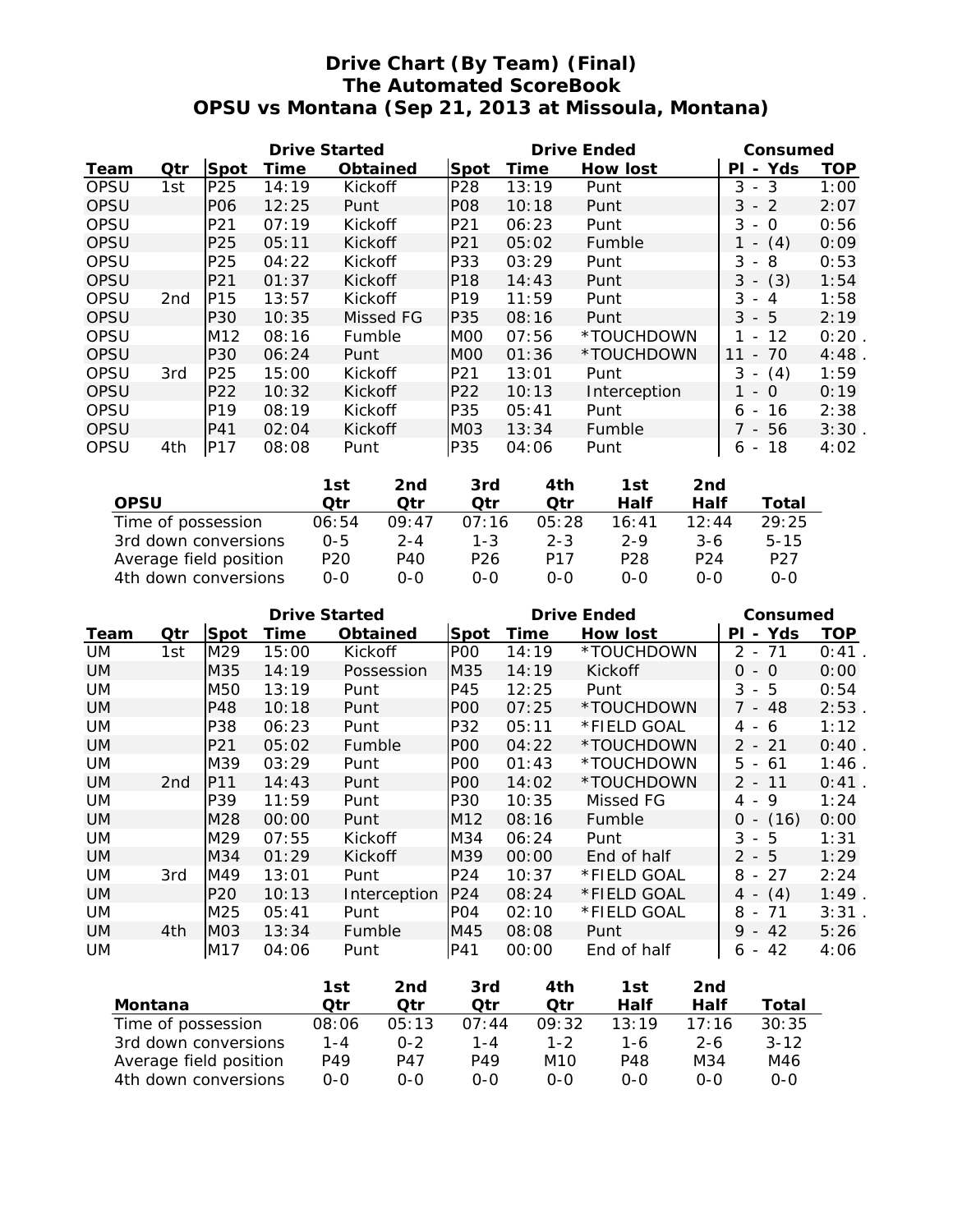# Drive Chart (By Team) (Final)
## The Automated ScoreBook
## OPSU vs Montana (Sep 21, 2013 at Missoula, Montana)

| | | Drive Started | | | Drive Ended | | | Consumed | |
|---|---|---|---|---|---|---|---|---|---|
| **Team** | **Qtr** | **Spot** | **Time** | **Obtained** | **Spot** | **Time** | **How lost** | **Pl - Yds** | **TOP** |
| OPSU | 1st | P25 | 14:19 | Kickoff | P28 | 13:19 | Punt | 3 - 3 | 1:00 |
| OPSU | | P06 | 12:25 | Punt | P08 | 10:18 | Punt | 3 - 2 | 2:07 |
| OPSU | | P21 | 07:19 | Kickoff | P21 | 06:23 | Punt | 3 - 0 | 0:56 |
| OPSU | | P25 | 05:11 | Kickoff | P21 | 05:02 | Fumble | 1 - (4) | 0:09 |
| OPSU | | P25 | 04:22 | Kickoff | P33 | 03:29 | Punt | 3 - 8 | 0:53 |
| OPSU | | P21 | 01:37 | Kickoff | P18 | 14:43 | Punt | 3 - (3) | 1:54 |
| OPSU | 2nd | P15 | 13:57 | Kickoff | P19 | 11:59 | Punt | 3 - 4 | 1:58 |
| OPSU | | P30 | 10:35 | Missed FG | P35 | 08:16 | Punt | 3 - 5 | 2:19 |
| OPSU | | M12 | 08:16 | Fumble | M00 | 07:56 | *TOUCHDOWN | 1 - 12 | 0:20 . |
| OPSU | | P30 | 06:24 | Punt | M00 | 01:36 | *TOUCHDOWN | 11 - 70 | 4:48 . |
| OPSU | 3rd | P25 | 15:00 | Kickoff | P21 | 13:01 | Punt | 3 - (4) | 1:59 |
| OPSU | | P22 | 10:32 | Kickoff | P22 | 10:13 | Interception | 1 - 0 | 0:19 |
| OPSU | | P19 | 08:19 | Kickoff | P35 | 05:41 | Punt | 6 - 16 | 2:38 |
| OPSU | | P41 | 02:04 | Kickoff | M03 | 13:34 | Fumble | 7 - 56 | 3:30 . |
| OPSU | 4th | P17 | 08:08 | Punt | P35 | 04:06 | Punt | 6 - 18 | 4:02 |

| OPSU | 1st Qtr | 2nd Qtr | 3rd Qtr | 4th Qtr | 1st Half | 2nd Half | Total |
|---|---|---|---|---|---|---|---|
| Time of possession | 06:54 | 09:47 | 07:16 | 05:28 | 16:41 | 12:44 | 29:25 |
| 3rd down conversions | 0-5 | 2-4 | 1-3 | 2-3 | 2-9 | 3-6 | 5-15 |
| Average field position | P20 | P40 | P26 | P17 | P28 | P24 | P27 |
| 4th down conversions | 0-0 | 0-0 | 0-0 | 0-0 | 0-0 | 0-0 | 0-0 |

| | | Drive Started | | | Drive Ended | | | Consumed | |
|---|---|---|---|---|---|---|---|---|---|
| **Team** | **Qtr** | **Spot** | **Time** | **Obtained** | **Spot** | **Time** | **How lost** | **Pl - Yds** | **TOP** |
| UM | 1st | M29 | 15:00 | Kickoff | P00 | 14:19 | *TOUCHDOWN | 2 - 71 | 0:41 . |
| UM | | M35 | 14:19 | Possession | M35 | 14:19 | Kickoff | 0 - 0 | 0:00 |
| UM | | M50 | 13:19 | Punt | P45 | 12:25 | Punt | 3 - 5 | 0:54 |
| UM | | P48 | 10:18 | Punt | P00 | 07:25 | *TOUCHDOWN | 7 - 48 | 2:53 . |
| UM | | P38 | 06:23 | Punt | P32 | 05:11 | *FIELD GOAL | 4 - 6 | 1:12 |
| UM | | P21 | 05:02 | Fumble | P00 | 04:22 | *TOUCHDOWN | 2 - 21 | 0:40 . |
| UM | | M39 | 03:29 | Punt | P00 | 01:43 | *TOUCHDOWN | 5 - 61 | 1:46 . |
| UM | 2nd | P11 | 14:43 | Punt | P00 | 14:02 | *TOUCHDOWN | 2 - 11 | 0:41 . |
| UM | | P39 | 11:59 | Punt | P30 | 10:35 | Missed FG | 4 - 9 | 1:24 |
| UM | | M28 | 00:00 | Punt | M12 | 08:16 | Fumble | 0 - (16) | 0:00 |
| UM | | M29 | 07:55 | Kickoff | M34 | 06:24 | Punt | 3 - 5 | 1:31 |
| UM | | M34 | 01:29 | Kickoff | M39 | 00:00 | End of half | 2 - 5 | 1:29 |
| UM | 3rd | M49 | 13:01 | Punt | P24 | 10:37 | *FIELD GOAL | 8 - 27 | 2:24 |
| UM | | P20 | 10:13 | Interception | P24 | 08:24 | *FIELD GOAL | 4 - (4) | 1:49 . |
| UM | | M25 | 05:41 | Punt | P04 | 02:10 | *FIELD GOAL | 8 - 71 | 3:31 . |
| UM | 4th | M03 | 13:34 | Fumble | M45 | 08:08 | Punt | 9 - 42 | 5:26 |
| UM | | M17 | 04:06 | Punt | P41 | 00:00 | End of half | 6 - 42 | 4:06 |

| Montana | 1st Qtr | 2nd Qtr | 3rd Qtr | 4th Qtr | 1st Half | 2nd Half | Total |
|---|---|---|---|---|---|---|---|
| Time of possession | 08:06 | 05:13 | 07:44 | 09:32 | 13:19 | 17:16 | 30:35 |
| 3rd down conversions | 1-4 | 0-2 | 1-4 | 1-2 | 1-6 | 2-6 | 3-12 |
| Average field position | P49 | P47 | P49 | M10 | P48 | M34 | M46 |
| 4th down conversions | 0-0 | 0-0 | 0-0 | 0-0 | 0-0 | 0-0 | 0-0 |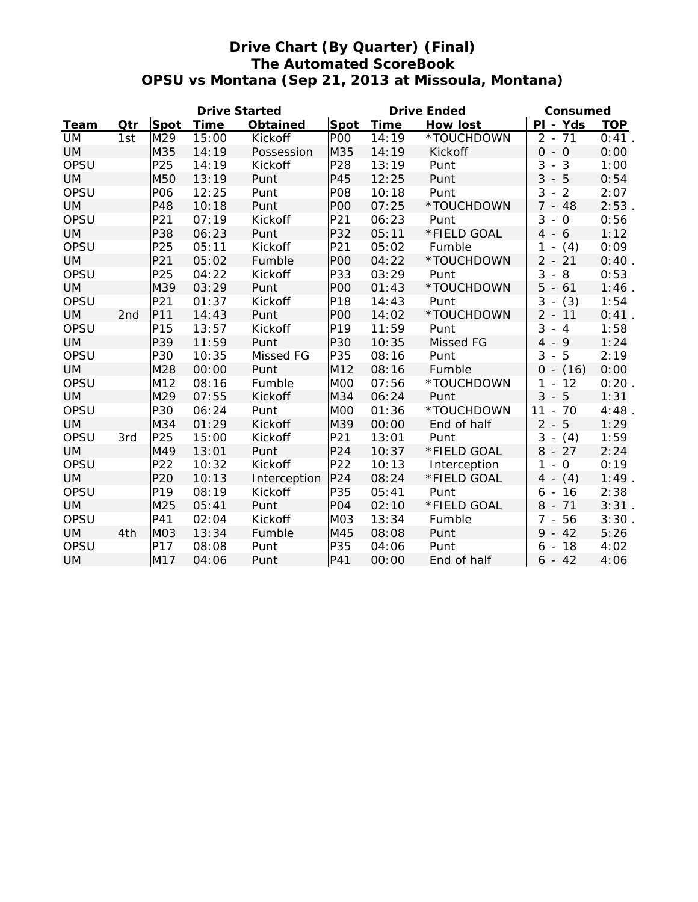# Drive Chart (By Quarter) (Final)
## The Automated ScoreBook
## OPSU vs Montana (Sep 21, 2013 at Missoula, Montana)

| | | Drive Started | | | Drive Ended | | | Consumed | |
|---|---|---|---|---|---|---|---|---|---|
| **Team** | **Qtr** | **Spot** | **Time** | **Obtained** | **Spot** | **Time** | **How lost** | **Pl - Yds** | **TOP** |
| UM | 1st | M29 | 15:00 | Kickoff | P00 | 14:19 | *TOUCHDOWN | 2 - 71 | 0:41 . |
| UM | | M35 | 14:19 | Possession | M35 | 14:19 | Kickoff | 0 - 0 | 0:00 |
| OPSU | | P25 | 14:19 | Kickoff | P28 | 13:19 | Punt | 3 - 3 | 1:00 |
| UM | | M50 | 13:19 | Punt | P45 | 12:25 | Punt | 3 - 5 | 0:54 |
| OPSU | | P06 | 12:25 | Punt | P08 | 10:18 | Punt | 3 - 2 | 2:07 |
| UM | | P48 | 10:18 | Punt | P00 | 07:25 | *TOUCHDOWN | 7 - 48 | 2:53 . |
| OPSU | | P21 | 07:19 | Kickoff | P21 | 06:23 | Punt | 3 - 0 | 0:56 |
| UM | | P38 | 06:23 | Punt | P32 | 05:11 | *FIELD GOAL | 4 - 6 | 1:12 |
| OPSU | | P25 | 05:11 | Kickoff | P21 | 05:02 | Fumble | 1 - (4) | 0:09 |
| UM | | P21 | 05:02 | Fumble | P00 | 04:22 | *TOUCHDOWN | 2 - 21 | 0:40 . |
| OPSU | | P25 | 04:22 | Kickoff | P33 | 03:29 | Punt | 3 - 8 | 0:53 |
| UM | | M39 | 03:29 | Punt | P00 | 01:43 | *TOUCHDOWN | 5 - 61 | 1:46 . |
| OPSU | | P21 | 01:37 | Kickoff | P18 | 14:43 | Punt | 3 - (3) | 1:54 |
| UM | 2nd | P11 | 14:43 | Punt | P00 | 14:02 | *TOUCHDOWN | 2 - 11 | 0:41 . |
| OPSU | | P15 | 13:57 | Kickoff | P19 | 11:59 | Punt | 3 - 4 | 1:58 |
| UM | | P39 | 11:59 | Punt | P30 | 10:35 | Missed FG | 4 - 9 | 1:24 |
| OPSU | | P30 | 10:35 | Missed FG | P35 | 08:16 | Punt | 3 - 5 | 2:19 |
| UM | | M28 | 00:00 | Punt | M12 | 08:16 | Fumble | 0 - (16) | 0:00 |
| OPSU | | M12 | 08:16 | Fumble | M00 | 07:56 | *TOUCHDOWN | 1 - 12 | 0:20 . |
| UM | | M29 | 07:55 | Kickoff | M34 | 06:24 | Punt | 3 - 5 | 1:31 |
| OPSU | | P30 | 06:24 | Punt | M00 | 01:36 | *TOUCHDOWN | 11 - 70 | 4:48 . |
| UM | | M34 | 01:29 | Kickoff | M39 | 00:00 | End of half | 2 - 5 | 1:29 |
| OPSU | 3rd | P25 | 15:00 | Kickoff | P21 | 13:01 | Punt | 3 - (4) | 1:59 |
| UM | | M49 | 13:01 | Punt | P24 | 10:37 | *FIELD GOAL | 8 - 27 | 2:24 |
| OPSU | | P22 | 10:32 | Kickoff | P22 | 10:13 | Interception | 1 - 0 | 0:19 |
| UM | | P20 | 10:13 | Interception | P24 | 08:24 | *FIELD GOAL | 4 - (4) | 1:49 . |
| OPSU | | P19 | 08:19 | Kickoff | P35 | 05:41 | Punt | 6 - 16 | 2:38 |
| UM | | M25 | 05:41 | Punt | P04 | 02:10 | *FIELD GOAL | 8 - 71 | 3:31 . |
| OPSU | | P41 | 02:04 | Kickoff | M03 | 13:34 | Fumble | 7 - 56 | 3:30 . |
| UM | 4th | M03 | 13:34 | Fumble | M45 | 08:08 | Punt | 9 - 42 | 5:26 |
| OPSU | | P17 | 08:08 | Punt | P35 | 04:06 | Punt | 6 - 18 | 4:02 |
| UM | | M17 | 04:06 | Punt | P41 | 00:00 | End of half | 6 - 42 | 4:06 |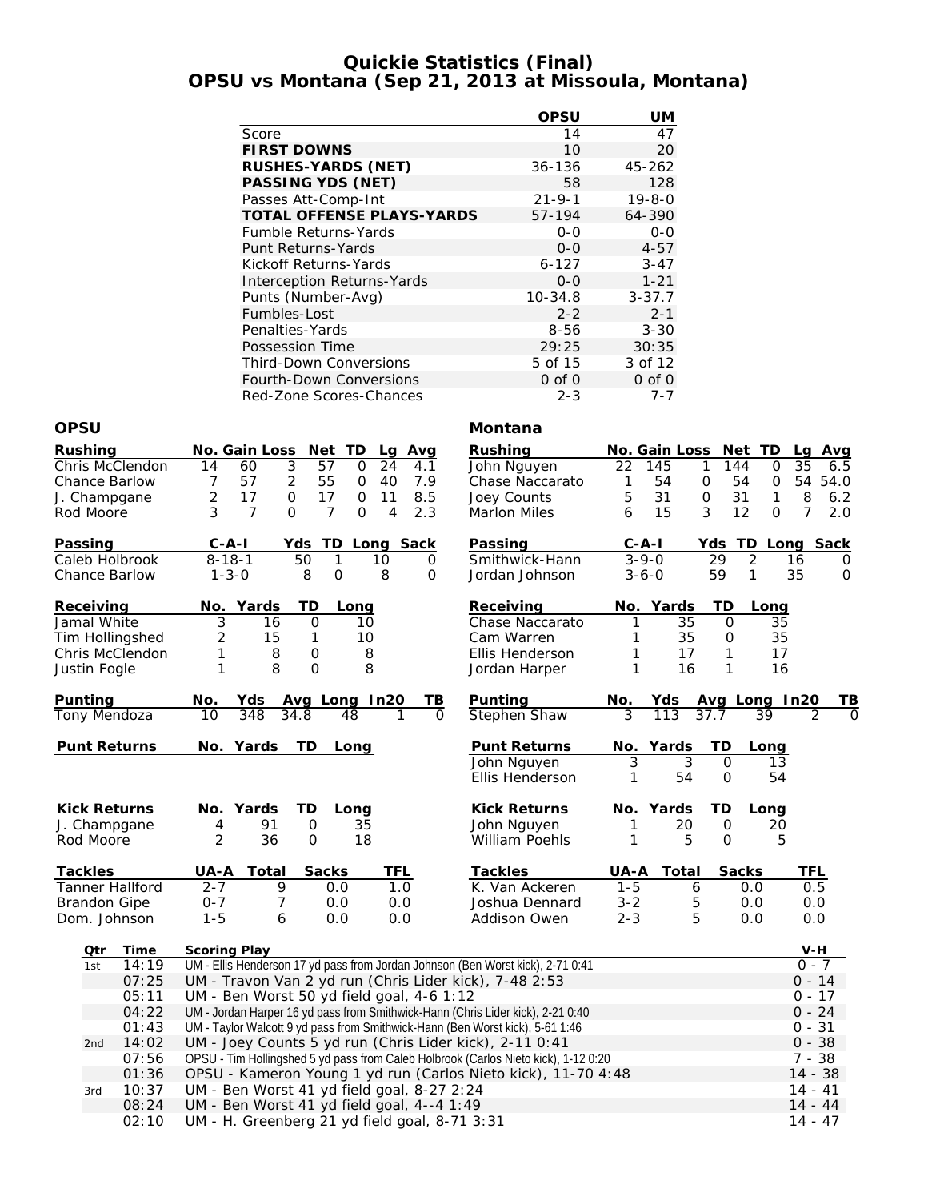# Quickie Statistics (Final)
## OPSU vs Montana (Sep 21, 2013 at Missoula, Montana)

| | OPSU | UM |
|---|---|---|
| Score | 14 | 47 |
| **FIRST DOWNS** | 10 | 20 |
| **RUSHES-YARDS (NET)** | 36-136 | 45-262 |
| **PASSING YDS (NET)** | 58 | 128 |
| Passes Att-Comp-Int | 21-9-1 | 19-8-0 |
| **TOTAL OFFENSE PLAYS-YARDS** | 57-194 | 64-390 |
| Fumble Returns-Yards | 0-0 | 0-0 |
| Punt Returns-Yards | 0-0 | 4-57 |
| Kickoff Returns-Yards | 6-127 | 3-47 |
| Interception Returns-Yards | 0-0 | 1-21 |
| Punts (Number-Avg) | 10-34.8 | 3-37.7 |
| Fumbles-Lost | 2-2 | 2-1 |
| Penalties-Yards | 8-56 | 3-30 |
| Possession Time | 29:25 | 30:35 |
| Third-Down Conversions | 5 of 15 | 3 of 12 |
| Fourth-Down Conversions | 0 of 0 | 0 of 0 |
| Red-Zone Scores-Chances | 2-3 | 7-7 |

### OPSU

| Rushing | No. | Gain | Loss | Net | TD | Lg | Avg |
|---|---|---|---|---|---|---|---|
| Chris McClendon | 14 | 60 | 3 | 57 | 0 | 24 | 4.1 |
| Chance Barlow | 7 | 57 | 2 | 55 | 0 | 40 | 7.9 |
| J. Champgane | 2 | 17 | 0 | 17 | 0 | 11 | 8.5 |
| Rod Moore | 3 | 7 | 0 | 7 | 0 | 4 | 2.3 |

| Passing | C-A-I | Yds | TD | Long | Sack |
|---|---|---|---|---|---|
| Caleb Holbrook | 8-18-1 | 50 | 1 | 10 | 0 |
| Chance Barlow | 1-3-0 | 8 | 0 | 8 | 0 |

| Receiving | No. | Yards | TD | Long |
|---|---|---|---|---|
| Jamal White | 3 | 16 | 0 | 10 |
| Tim Hollingshed | 2 | 15 | 1 | 10 |
| Chris McClendon | 1 | 8 | 0 | 8 |
| Justin Fogle | 1 | 8 | 0 | 8 |

| Punting | No. | Yds | Avg | Long | In20 | TB |
|---|---|---|---|---|---|---|
| Tony Mendoza | 10 | 348 | 34.8 | 48 | 1 | 0 |

| Punt Returns | No. | Yards | TD | Long |
|---|---|---|---|---|

| Kick Returns | No. | Yards | TD | Long |
|---|---|---|---|---|
| J. Champgane | 4 | 91 | 0 | 35 |
| Rod Moore | 2 | 36 | 0 | 18 |

| Tackles | UA-A | Total | Sacks | TFL |
|---|---|---|---|---|
| Tanner Halford | 2-7 | 9 | 0.0 | 1.0 |
| Brandon Gipe | 0-7 | 7 | 0.0 | 0.0 |
| Dom. Johnson | 1-5 | 6 | 0.0 | 0.0 |

### Montana

| Rushing | No. | Gain | Loss | Net | TD | Lg | Avg |
|---|---|---|---|---|---|---|---|
| John Nguyen | 22 | 145 | 1 | 144 | 0 | 35 | 6.5 |
| Chase Naccarato | 1 | 54 | 0 | 54 | 0 | 54 | 54.0 |
| Joey Counts | 5 | 31 | 0 | 31 | 1 | 8 | 6.2 |
| Marlon Miles | 6 | 15 | 3 | 12 | 0 | 7 | 2.0 |

| Passing | C-A-I | Yds | TD | Long | Sack |
|---|---|---|---|---|---|
| Smithwick-Hann | 3-9-0 | 29 | 2 | 16 | 0 |
| Jordan Johnson | 3-6-0 | 59 | 1 | 35 | 0 |

| Receiving | No. | Yards | TD | Long |
|---|---|---|---|---|
| Chase Naccarato | 1 | 35 | 0 | 35 |
| Cam Warren | 1 | 35 | 0 | 35 |
| Ellis Henderson | 1 | 17 | 1 | 17 |
| Jordan Harper | 1 | 16 | 1 | 16 |

| Punting | No. | Yds | Avg | Long | In20 | TB |
|---|---|---|---|---|---|---|
| Stephen Shaw | 3 | 113 | 37.7 | 39 | 2 | 0 |

| Punt Returns | No. | Yards | TD | Long |
|---|---|---|---|---|
| John Nguyen | 3 | 3 | 0 | 13 |
| Ellis Henderson | 1 | 54 | 0 | 54 |

| Kick Returns | No. | Yards | TD | Long |
|---|---|---|---|---|
| John Nguyen | 1 | 20 | 0 | 20 |
| William Poehls | 1 | 5 | 0 | 5 |

| Tackles | UA-A | Total | Sacks | TFL |
|---|---|---|---|---|
| K. Van Ackeren | 1-5 | 6 | 0.0 | 0.5 |
| Joshua Dennard | 3-2 | 5 | 0.0 | 0.0 |
| Addison Owen | 2-3 | 5 | 0.0 | 0.0 |

### Scoring Summary

| Qtr | Time | Scoring Play | V-H |
|---|---|---|---|
| 1st | 14:19 | UM - Ellis Henderson 17 yd pass from Jordan Johnson (Ben Worst kick), 2-71 0:41 | 0 - 7 |
| | 07:25 | UM - Travon Van 2 yd run (Chris Lider kick), 7-48 2:53 | 0 - 14 |
| | 05:11 | UM - Ben Worst 50 yd field goal, 4-6 1:12 | 0 - 17 |
| | 04:22 | UM - Jordan Harper 16 yd pass from Smithwick-Hann (Chris Lider kick), 2-21 0:40 | 0 - 24 |
| | 01:43 | UM - Taylor Walcott 9 yd pass from Smithwick-Hann (Ben Worst kick), 5-61 1:46 | 0 - 31 |
| 2nd | 14:02 | UM - Joey Counts 5 yd run (Chris Lider kick), 2-11 0:41 | 0 - 38 |
| | 07:56 | OPSU - Tim Hollingshed 5 yd pass from Caleb Holbrook (Carlos Nieto kick), 1-12 0:20 | 7 - 38 |
| | 01:36 | OPSU - Kameron Young 1 yd run (Carlos Nieto kick), 11-70 4:48 | 14 - 38 |
| 3rd | 10:37 | UM - Ben Worst 41 yd field goal, 8-27 2:24 | 14 - 41 |
| | 08:24 | UM - Ben Worst 41 yd field goal, 4--4 1:49 | 14 - 44 |
| | 02:10 | UM - H. Greenberg 21 yd field goal, 8-71 3:31 | 14 - 47 |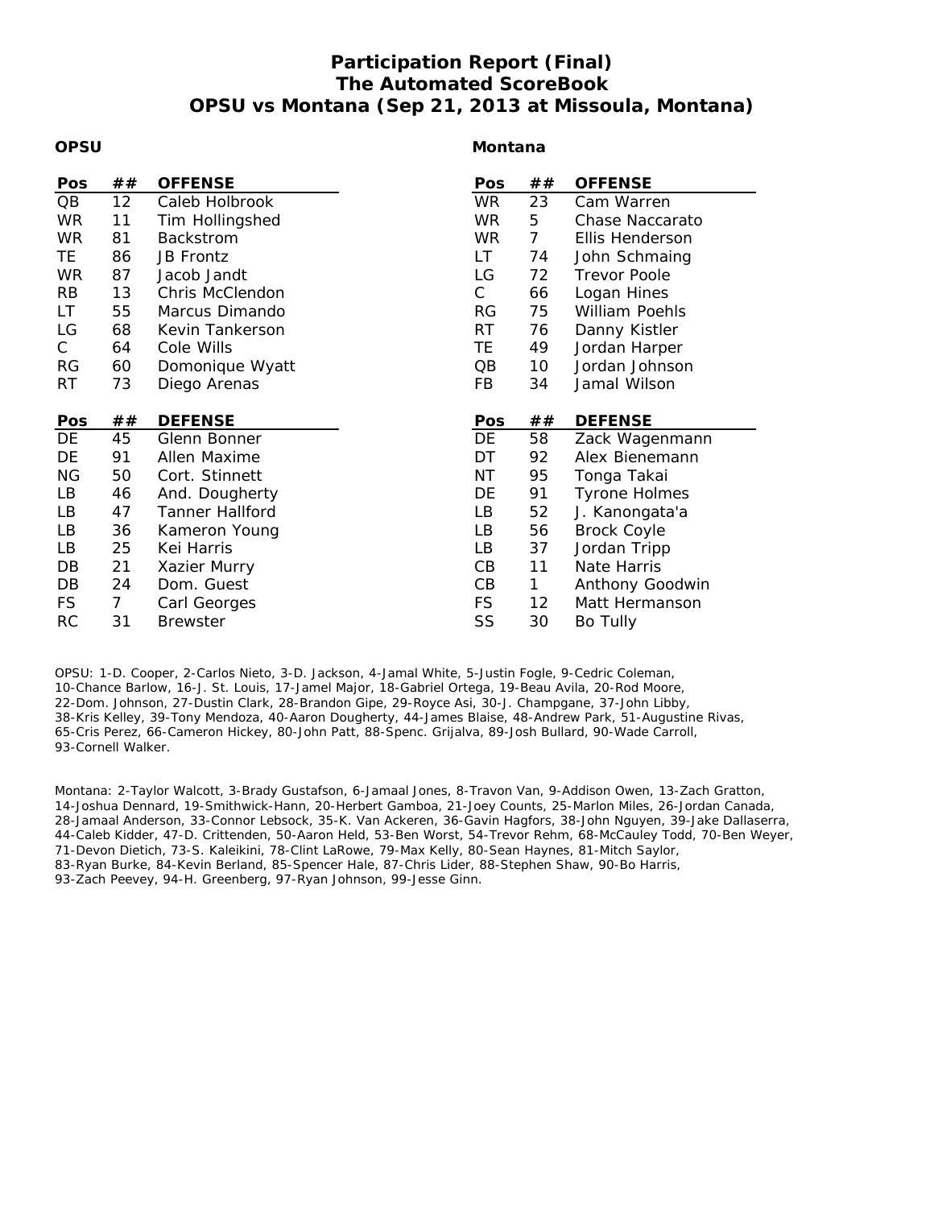# Participation Report (Final)
## The Automated ScoreBook
## OPSU vs Montana (Sep 21, 2013 at Missoula, Montana)

### OPSU

| Pos | ## | OFFENSE |
|---|---|---|
| QB | 12 | Caleb Holbrook |
| WR | 11 | Tim Hollingshed |
| WR | 81 | Backstrom |
| TE | 86 | JB Frontz |
| WR | 87 | Jacob Jandt |
| RB | 13 | Chris McClendon |
| LT | 55 | Marcus Dimando |
| LG | 68 | Kevin Tankerson |
| C | 64 | Cole Wills |
| RG | 60 | Domonique Wyatt |
| RT | 73 | Diego Arenas |

| Pos | ## | DEFENSE |
|---|---|---|
| DE | 45 | Glenn Bonner |
| DE | 91 | Allen Maxime |
| NG | 50 | Cort. Stinnett |
| LB | 46 | And. Dougherty |
| LB | 47 | Tanner Hallford |
| LB | 36 | Kameron Young |
| LB | 25 | Kei Harris |
| DB | 21 | Xazier Murry |
| DB | 24 | Dom. Guest |
| FS | 7 | Carl Georges |
| RC | 31 | Brewster |

### Montana

| Pos | ## | OFFENSE |
|---|---|---|
| WR | 23 | Cam Warren |
| WR | 5 | Chase Naccarato |
| WR | 7 | Ellis Henderson |
| LT | 74 | John Schmaing |
| LG | 72 | Trevor Poole |
| C | 66 | Logan Hines |
| RG | 75 | William Poehls |
| RT | 76 | Danny Kistler |
| TE | 49 | Jordan Harper |
| QB | 10 | Jordan Johnson |
| FB | 34 | Jamal Wilson |

| Pos | ## | DEFENSE |
|---|---|---|
| DE | 58 | Zack Wagenmann |
| DT | 92 | Alex Bienemann |
| NT | 95 | Tonga Takai |
| DE | 91 | Tyrone Holmes |
| LB | 52 | J. Kanongata'a |
| LB | 56 | Brock Coyle |
| LB | 37 | Jordan Tripp |
| CB | 11 | Nate Harris |
| CB | 1 | Anthony Goodwin |
| FS | 12 | Matt Hermanson |
| SS | 30 | Bo Tully |

OPSU: 1-D. Cooper, 2-Carlos Nieto, 3-D. Jackson, 4-Jamal White, 5-Justin Fogle, 9-Cedric Coleman, 10-Chance Barlow, 16-J. St. Louis, 17-Jamel Major, 18-Gabriel Ortega, 19-Beau Avila, 20-Rod Moore, 22-Dom. Johnson, 27-Dustin Clark, 28-Brandon Gipe, 29-Royce Asi, 30-J. Champgane, 37-John Libby, 38-Kris Kelley, 39-Tony Mendoza, 40-Aaron Dougherty, 44-James Blaise, 48-Andrew Park, 51-Augustine Rivas, 65-Cris Perez, 66-Cameron Hickey, 80-John Patt, 88-Spenc. Grijalva, 89-Josh Bullard, 90-Wade Carroll, 93-Cornell Walker.

Montana: 2-Taylor Walcott, 3-Brady Gustafson, 6-Jamaal Jones, 8-Travon Van, 9-Addison Owen, 13-Zach Gratton, 14-Joshua Dennard, 19-Smithwick-Hann, 20-Herbert Gamboa, 21-Joey Counts, 25-Marlon Miles, 26-Jordan Canada, 28-Jamaal Anderson, 33-Connor Lebsock, 35-K. Van Ackeren, 36-Gavin Hagfors, 38-John Nguyen, 39-Jake Dallaserra, 44-Caleb Kidder, 47-D. Crittenden, 50-Aaron Held, 53-Ben Worst, 54-Trevor Rehm, 68-McCauley Todd, 70-Ben Weyer, 71-Devon Dietich, 73-S. Kaleikini, 78-Clint LaRowe, 79-Max Kelly, 80-Sean Haynes, 81-Mitch Saylor, 83-Ryan Burke, 84-Kevin Berland, 85-Spencer Hale, 87-Chris Lider, 88-Stephen Shaw, 90-Bo Harris, 93-Zach Peevey, 94-H. Greenberg, 97-Ryan Johnson, 99-Jesse Ginn.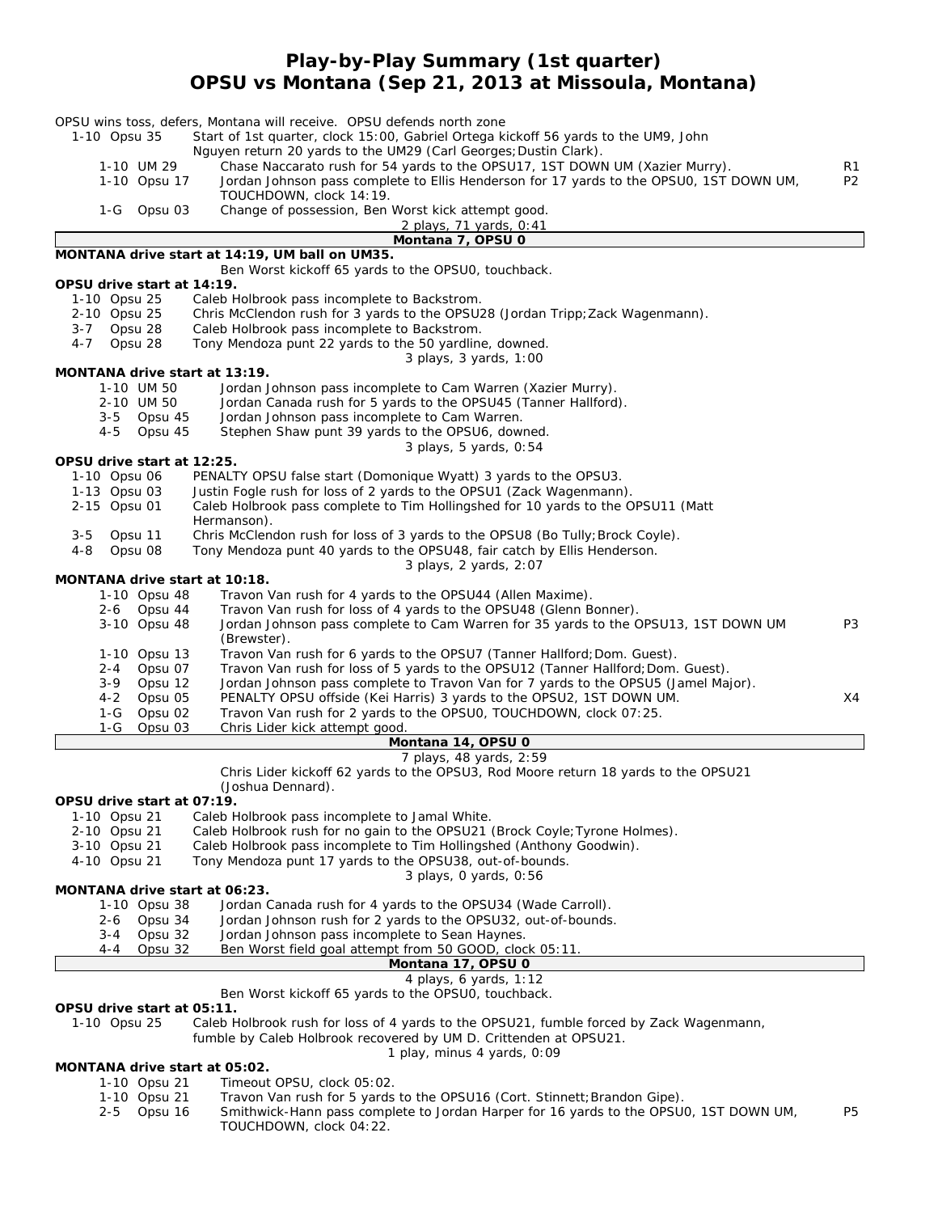# Play-by-Play Summary (1st quarter)
## OPSU vs Montana (Sep 21, 2013 at Missoula, Montana)

OPSU wins toss, defers, Montana will receive. OPSU defends north zone

| Down | Play | |
|---|---|---|
| 1-10 Opsu 35 | Start of 1st quarter, clock 15:00, Gabriel Ortega kickoff 56 yards to the UM9, John Nguyen return 20 yards to the UM29 (Carl Georges;Dustin Clark). | |
| 1-10 UM 29 | Chase Naccarato rush for 54 yards to the OPSU17, 1ST DOWN UM (Xazier Murry). | R1 |
| 1-10 Opsu 17 | Jordan Johnson pass complete to Ellis Henderson for 17 yards to the OPSU0, 1ST DOWN UM, TOUCHDOWN, clock 14:19. | P2 |
| 1-G Opsu 03 | Change of possession, Ben Worst kick attempt good. | |
| | 2 plays, 71 yards, 0:41 | |

**Montana 7, OPSU 0**

**MONTANA drive start at 14:19, UM ball on UM35.**

Ben Worst kickoff 65 yards to the OPSU0, touchback.

**OPSU drive start at 14:19.**

| Down | Play |
|---|---|
| 1-10 Opsu 25 | Caleb Holbrook pass incomplete to Backstrom. |
| 2-10 Opsu 25 | Chris McClendon rush for 3 yards to the OPSU28 (Jordan Tripp;Zack Wagenmann). |
| 3-7 Opsu 28 | Caleb Holbrook pass incomplete to Backstrom. |
| 4-7 Opsu 28 | Tony Mendoza punt 22 yards to the 50 yardline, downed. |
| | 3 plays, 3 yards, 1:00 |

**MONTANA drive start at 13:19.**

| Down | Play |
|---|---|
| 1-10 UM 50 | Jordan Johnson pass incomplete to Cam Warren (Xazier Murry). |
| 2-10 UM 50 | Jordan Canada rush for 5 yards to the OPSU45 (Tanner Hallford). |
| 3-5 Opsu 45 | Jordan Johnson pass incomplete to Cam Warren. |
| 4-5 Opsu 45 | Stephen Shaw punt 39 yards to the OPSU6, downed. |
| | 3 plays, 5 yards, 0:54 |

**OPSU drive start at 12:25.**

| Down | Play |
|---|---|
| 1-10 Opsu 06 | PENALTY OPSU false start (Domonique Wyatt) 3 yards to the OPSU3. |
| 1-13 Opsu 03 | Justin Fogle rush for loss of 2 yards to the OPSU1 (Zack Wagenmann). |
| 2-15 Opsu 01 | Caleb Holbrook pass complete to Tim Hollingshed for 10 yards to the OPSU11 (Matt Hermanson). |
| 3-5 Opsu 11 | Chris McClendon rush for loss of 3 yards to the OPSU8 (Bo Tully;Brock Coyle). |
| 4-8 Opsu 08 | Tony Mendoza punt 40 yards to the OPSU48, fair catch by Ellis Henderson. |
| | 3 plays, 2 yards, 2:07 |

**MONTANA drive start at 10:18.**

| Down | Play | |
|---|---|---|
| 1-10 Opsu 48 | Travon Van rush for 4 yards to the OPSU44 (Allen Maxime). | |
| 2-6 Opsu 44 | Travon Van rush for loss of 4 yards to the OPSU48 (Glenn Bonner). | |
| 3-10 Opsu 48 | Jordan Johnson pass complete to Cam Warren for 35 yards to the OPSU13, 1ST DOWN UM (Brewster). | P3 |
| 1-10 Opsu 13 | Travon Van rush for 6 yards to the OPSU7 (Tanner Hallford;Dom. Guest). | |
| 2-4 Opsu 07 | Travon Van rush for loss of 5 yards to the OPSU12 (Tanner Hallford;Dom. Guest). | |
| 3-9 Opsu 12 | Jordan Johnson pass complete to Travon Van for 7 yards to the OPSU5 (Jamel Major). | |
| 4-2 Opsu 05 | PENALTY OPSU offside (Kei Harris) 3 yards to the OPSU2, 1ST DOWN UM. | X4 |
| 1-G Opsu 02 | Travon Van rush for 2 yards to the OPSU0, TOUCHDOWN, clock 07:25. | |
| 1-G Opsu 03 | Chris Lider kick attempt good. | |

**Montana 14, OPSU 0**

7 plays, 48 yards, 2:59

Chris Lider kickoff 62 yards to the OPSU3, Rod Moore return 18 yards to the OPSU21 (Joshua Dennard).

**OPSU drive start at 07:19.**

| Down | Play |
|---|---|
| 1-10 Opsu 21 | Caleb Holbrook pass incomplete to Jamal White. |
| 2-10 Opsu 21 | Caleb Holbrook rush for no gain to the OPSU21 (Brock Coyle;Tyrone Holmes). |
| 3-10 Opsu 21 | Caleb Holbrook pass incomplete to Tim Hollingshed (Anthony Goodwin). |
| 4-10 Opsu 21 | Tony Mendoza punt 17 yards to the OPSU38, out-of-bounds. |
| | 3 plays, 0 yards, 0:56 |

**MONTANA drive start at 06:23.**

| Down | Play |
|---|---|
| 1-10 Opsu 38 | Jordan Canada rush for 4 yards to the OPSU34 (Wade Carroll). |
| 2-6 Opsu 34 | Jordan Johnson rush for 2 yards to the OPSU32, out-of-bounds. |
| 3-4 Opsu 32 | Jordan Johnson pass incomplete to Sean Haynes. |
| 4-4 Opsu 32 | Ben Worst field goal attempt from 50 GOOD, clock 05:11. |

**Montana 17, OPSU 0**

4 plays, 6 yards, 1:12

Ben Worst kickoff 65 yards to the OPSU0, touchback.

**OPSU drive start at 05:11.**

| Down | Play |
|---|---|
| 1-10 Opsu 25 | Caleb Holbrook rush for loss of 4 yards to the OPSU21, fumble forced by Zack Wagenmann, fumble by Caleb Holbrook recovered by UM D. Crittenden at OPSU21. |
| | 1 play, minus 4 yards, 0:09 |

**MONTANA drive start at 05:02.**

| Down | Play | |
|---|---|---|
| 1-10 Opsu 21 | Timeout OPSU, clock 05:02. | |
| 1-10 Opsu 21 | Travon Van rush for 5 yards to the OPSU16 (Cort. Stinnett;Brandon Gipe). | |
| 2-5 Opsu 16 | Smithwick-Hann pass complete to Jordan Harper for 16 yards to the OPSU0, 1ST DOWN UM, TOUCHDOWN, clock 04:22. | P5 |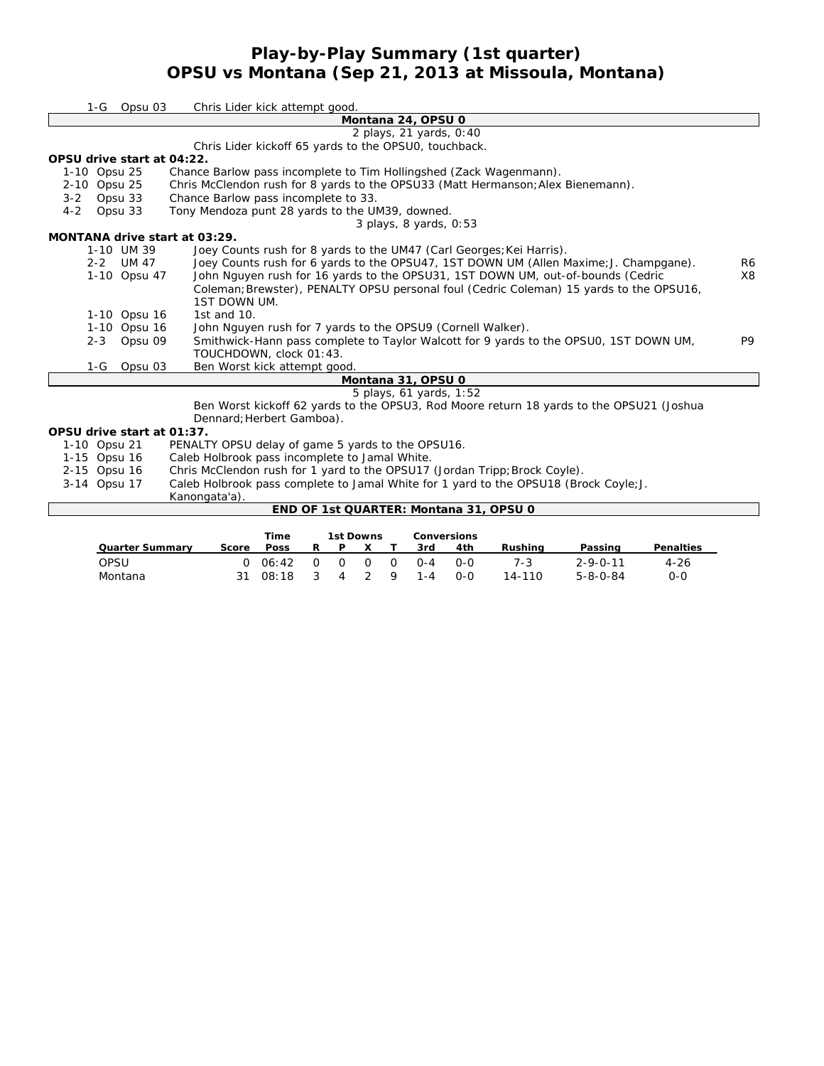# Play-by-Play Summary (1st quarter)
## OPSU vs Montana (Sep 21, 2013 at Missoula, Montana)

1-G Opsu 03 Chris Lider kick attempt good.

**Montana 24, OPSU 0**

2 plays, 21 yards, 0:40

Chris Lider kickoff 65 yards to the OPSU0, touchback.

**OPSU drive start at 04:22.**

| | |
|---|---|
| 1-10 Opsu 25 | Chance Barlow pass incomplete to Tim Hollingshed (Zack Wagenmann). |
| 2-10 Opsu 25 | Chris McClendon rush for 8 yards to the OPSU33 (Matt Hermanson;Alex Bienemann). |
| 3-2 Opsu 33 | Chance Barlow pass incomplete to 33. |
| 4-2 Opsu 33 | Tony Mendoza punt 28 yards to the UM39, downed. |

3 plays, 8 yards, 0:53

**MONTANA drive start at 03:29.**

| | | |
|---|---|---|
| 1-10 UM 39 | Joey Counts rush for 8 yards to the UM47 (Carl Georges;Kei Harris). | |
| 2-2 UM 47 | Joey Counts rush for 6 yards to the OPSU47, 1ST DOWN UM (Allen Maxime;J. Champgane). | R6 |
| 1-10 Opsu 47 | John Nguyen rush for 16 yards to the OPSU31, 1ST DOWN UM, out-of-bounds (Cedric Coleman;Brewster), PENALTY OPSU personal foul (Cedric Coleman) 15 yards to the OPSU16, 1ST DOWN UM. | X8 |
| 1-10 Opsu 16 | 1st and 10. | |
| 1-10 Opsu 16 | John Nguyen rush for 7 yards to the OPSU9 (Cornell Walker). | |
| 2-3 Opsu 09 | Smithwick-Hann pass complete to Taylor Walcott for 9 yards to the OPSU0, 1ST DOWN UM, TOUCHDOWN, clock 01:43. | P9 |
| 1-G Opsu 03 | Ben Worst kick attempt good. | |

**Montana 31, OPSU 0**

5 plays, 61 yards, 1:52

Ben Worst kickoff 62 yards to the OPSU3, Rod Moore return 18 yards to the OPSU21 (Joshua Dennard;Herbert Gamboa).

**OPSU drive start at 01:37.**

| | |
|---|---|
| 1-10 Opsu 21 | PENALTY OPSU delay of game 5 yards to the OPSU16. |
| 1-15 Opsu 16 | Caleb Holbrook pass incomplete to Jamal White. |
| 2-15 Opsu 16 | Chris McClendon rush for 1 yard to the OPSU17 (Jordan Tripp;Brock Coyle). |
| 3-14 Opsu 17 | Caleb Holbrook pass complete to Jamal White for 1 yard to the OPSU18 (Brock Coyle;J. Kanongata'a). |

**END OF 1st QUARTER: Montana 31, OPSU 0**

| Quarter Summary | Score | Time Poss | 1st Downs R | P | X | T | Conversions 3rd | 4th | Rushing | Passing | Penalties |
|---|---|---|---|---|---|---|---|---|---|---|---|
| OPSU | 0 | 06:42 | 0 | 0 | 0 | 0 | 0-4 | 0-0 | 7-3 | 2-9-0-11 | 4-26 |
| Montana | 31 | 08:18 | 3 | 4 | 2 | 9 | 1-4 | 0-0 | 14-110 | 5-8-0-84 | 0-0 |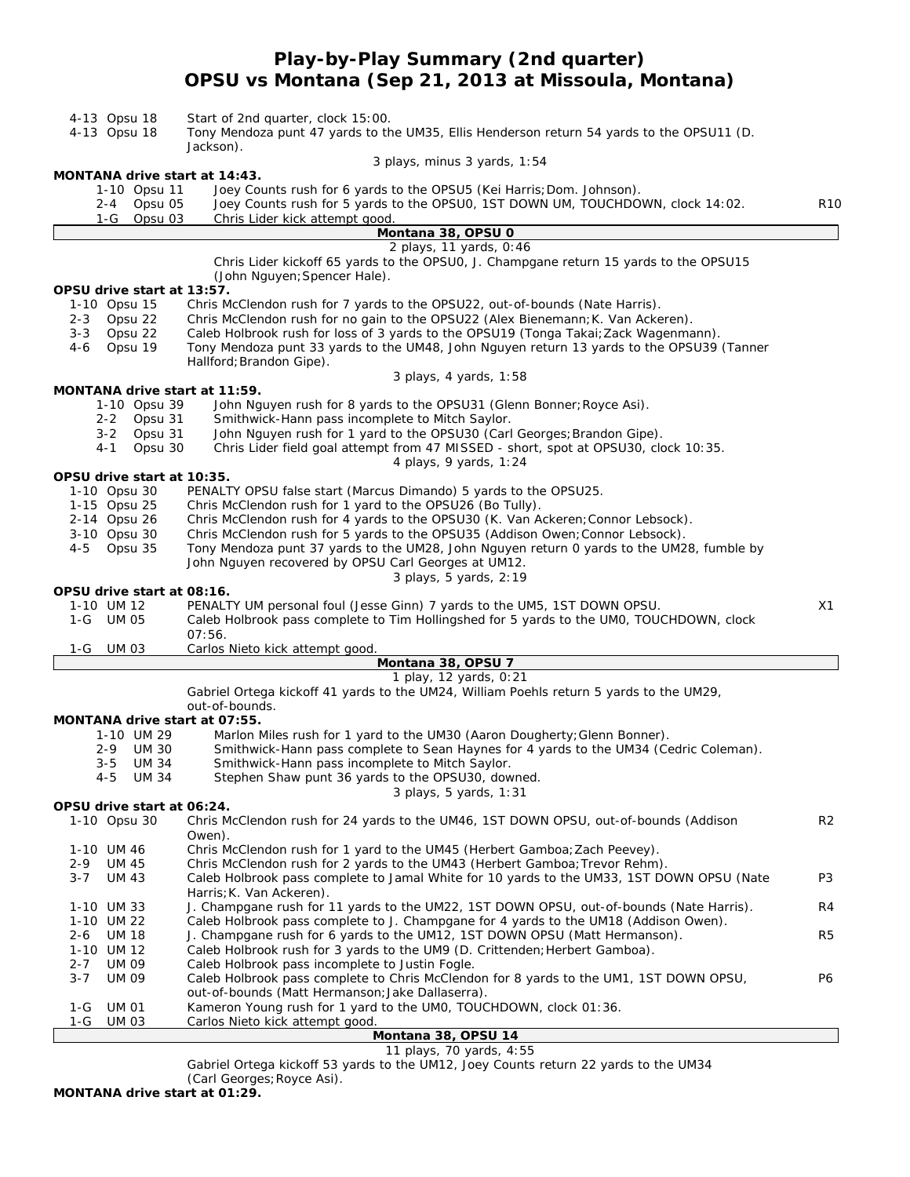# Play-by-Play Summary (2nd quarter)
## OPSU vs Montana (Sep 21, 2013 at Missoula, Montana)

| Down | Play | |
|---|---|---|
| 4-13 Opsu 18 | Start of 2nd quarter, clock 15:00. | |
| 4-13 Opsu 18 | Tony Mendoza punt 47 yards to the UM35, Ellis Henderson return 54 yards to the OPSU11 (D. Jackson). | |
| | 3 plays, minus 3 yards, 1:54 | |

**MONTANA drive start at 14:43.**

| Down | Play | |
|---|---|---|
| 1-10 Opsu 11 | Joey Counts rush for 6 yards to the OPSU5 (Kei Harris;Dom. Johnson). | |
| 2-4 Opsu 05 | Joey Counts rush for 5 yards to the OPSU0, 1ST DOWN UM, TOUCHDOWN, clock 14:02. | R10 |
| 1-G Opsu 03 | Chris Lider kick attempt good. | |
| | **Montana 38, OPSU 0** | |
| | 2 plays, 11 yards, 0:46 | |
| | Chris Lider kickoff 65 yards to the OPSU0, J. Champgane return 15 yards to the OPSU15 (John Nguyen;Spencer Hale). | |

**OPSU drive start at 13:57.**

| Down | Play | |
|---|---|---|
| 1-10 Opsu 15 | Chris McClendon rush for 7 yards to the OPSU22, out-of-bounds (Nate Harris). | |
| 2-3 Opsu 22 | Chris McClendon rush for no gain to the OPSU22 (Alex Bienemann;K. Van Ackeren). | |
| 3-3 Opsu 22 | Caleb Holbrook rush for loss of 3 yards to the OPSU19 (Tonga Takai;Zack Wagenmann). | |
| 4-6 Opsu 19 | Tony Mendoza punt 33 yards to the UM48, John Nguyen return 13 yards to the OPSU39 (Tanner Hallford;Brandon Gipe). | |
| | 3 plays, 4 yards, 1:58 | |

**MONTANA drive start at 11:59.**

| Down | Play | |
|---|---|---|
| 1-10 Opsu 39 | John Nguyen rush for 8 yards to the OPSU31 (Glenn Bonner;Royce Asi). | |
| 2-2 Opsu 31 | Smithwick-Hann pass incomplete to Mitch Saylor. | |
| 3-2 Opsu 31 | John Nguyen rush for 1 yard to the OPSU30 (Carl Georges;Brandon Gipe). | |
| 4-1 Opsu 30 | Chris Lider field goal attempt from 47 MISSED - short, spot at OPSU30, clock 10:35. | |
| | 4 plays, 9 yards, 1:24 | |

**OPSU drive start at 10:35.**

| Down | Play | |
|---|---|---|
| 1-10 Opsu 30 | PENALTY OPSU false start (Marcus Dimando) 5 yards to the OPSU25. | |
| 1-15 Opsu 25 | Chris McClendon rush for 1 yard to the OPSU26 (Bo Tully). | |
| 2-14 Opsu 26 | Chris McClendon rush for 4 yards to the OPSU30 (K. Van Ackeren;Connor Lebsock). | |
| 3-10 Opsu 30 | Chris McClendon rush for 5 yards to the OPSU35 (Addison Owen;Connor Lebsock). | |
| 4-5 Opsu 35 | Tony Mendoza punt 37 yards to the UM28, John Nguyen return 0 yards to the UM28, fumble by John Nguyen recovered by OPSU Carl Georges at UM12. | |
| | 3 plays, 5 yards, 2:19 | |

**OPSU drive start at 08:16.**

| Down | Play | |
|---|---|---|
| 1-10 UM 12 | PENALTY UM personal foul (Jesse Ginn) 7 yards to the UM5, 1ST DOWN OPSU. | X1 |
| 1-G UM 05 | Caleb Holbrook pass complete to Tim Hollingshed for 5 yards to the UM0, TOUCHDOWN, clock 07:56. | |
| 1-G UM 03 | Carlos Nieto kick attempt good. | |
| | **Montana 38, OPSU 7** | |
| | 1 play, 12 yards, 0:21 | |
| | Gabriel Ortega kickoff 41 yards to the UM24, William Poehls return 5 yards to the UM29, out-of-bounds. | |

**MONTANA drive start at 07:55.**

| Down | Play | |
|---|---|---|
| 1-10 UM 29 | Marlon Miles rush for 1 yard to the UM30 (Aaron Dougherty;Glenn Bonner). | |
| 2-9 UM 30 | Smithwick-Hann pass complete to Sean Haynes for 4 yards to the UM34 (Cedric Coleman). | |
| 3-5 UM 34 | Smithwick-Hann pass incomplete to Mitch Saylor. | |
| 4-5 UM 34 | Stephen Shaw punt 36 yards to the OPSU30, downed. | |
| | 3 plays, 5 yards, 1:31 | |

**OPSU drive start at 06:24.**

| Down | Play | |
|---|---|---|
| 1-10 Opsu 30 | Chris McClendon rush for 24 yards to the UM46, 1ST DOWN OPSU, out-of-bounds (Addison Owen). | R2 |
| 1-10 UM 46 | Chris McClendon rush for 1 yard to the UM45 (Herbert Gamboa;Zach Peevey). | |
| 2-9 UM 45 | Chris McClendon rush for 2 yards to the UM43 (Herbert Gamboa;Trevor Rehm). | |
| 3-7 UM 43 | Caleb Holbrook pass complete to Jamal White for 10 yards to the UM33, 1ST DOWN OPSU (Nate Harris;K. Van Ackeren). | P3 |
| 1-10 UM 33 | J. Champgane rush for 11 yards to the UM22, 1ST DOWN OPSU, out-of-bounds (Nate Harris). | R4 |
| 1-10 UM 22 | Caleb Holbrook pass complete to J. Champgane for 4 yards to the UM18 (Addison Owen). | |
| 2-6 UM 18 | J. Champgane rush for 6 yards to the UM12, 1ST DOWN OPSU (Matt Hermanson). | R5 |
| 1-10 UM 12 | Caleb Holbrook rush for 3 yards to the UM9 (D. Crittenden;Herbert Gamboa). | |
| 2-7 UM 09 | Caleb Holbrook pass incomplete to Justin Fogle. | |
| 3-7 UM 09 | Caleb Holbrook pass complete to Chris McClendon for 8 yards to the UM1, 1ST DOWN OPSU, out-of-bounds (Matt Hermanson;Jake Dallaserra). | P6 |
| 1-G UM 01 | Kameron Young rush for 1 yard to the UM0, TOUCHDOWN, clock 01:36. | |
| 1-G UM 03 | Carlos Nieto kick attempt good. | |
| | **Montana 38, OPSU 14** | |
| | 11 plays, 70 yards, 4:55 | |
| | Gabriel Ortega kickoff 53 yards to the UM12, Joey Counts return 22 yards to the UM34 (Carl Georges;Royce Asi). | |

**MONTANA drive start at 01:29.**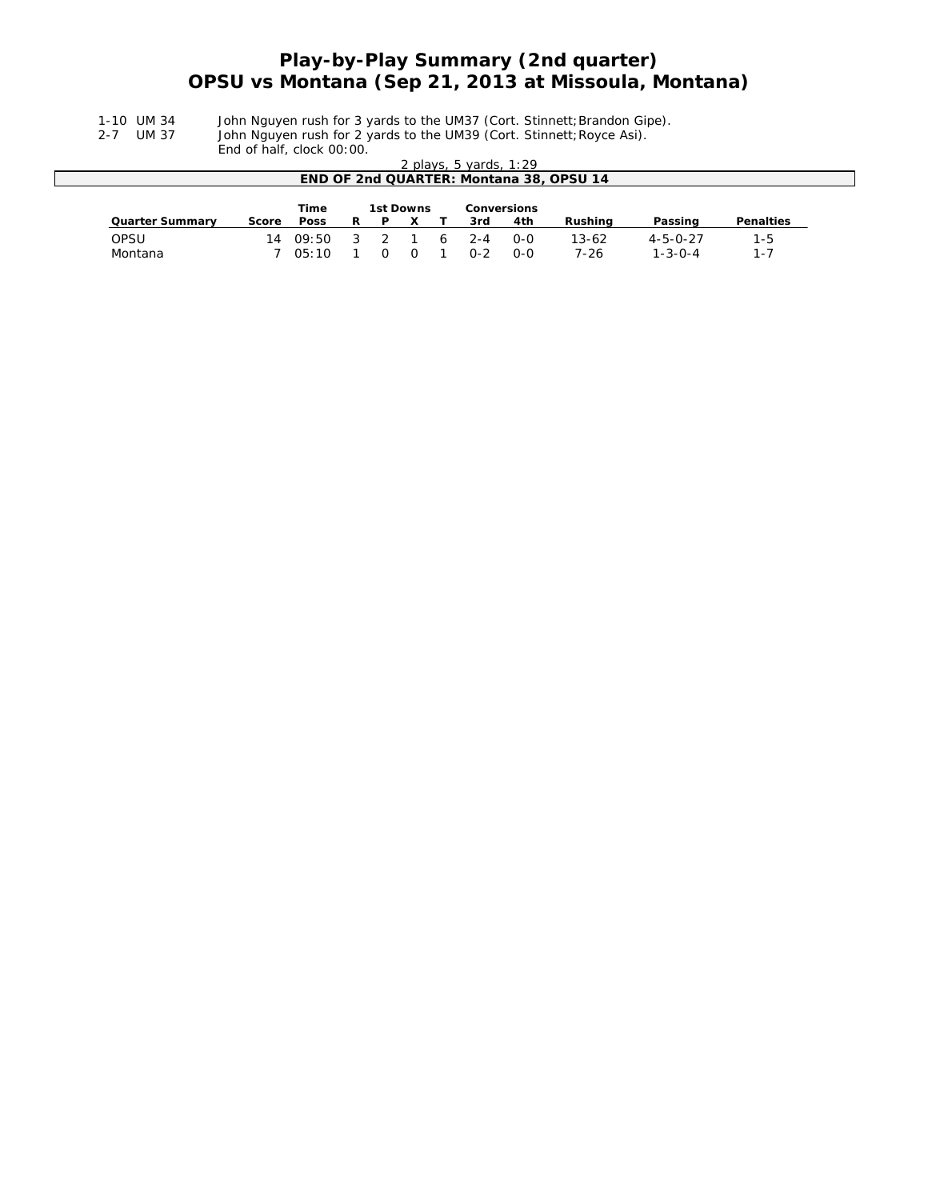# Play-by-Play Summary (2nd quarter)
## OPSU vs Montana (Sep 21, 2013 at Missoula, Montana)

| | |
|---|---|
| 1-10 UM 34 | John Nguyen rush for 3 yards to the UM37 (Cort. Stinnett;Brandon Gipe). |
| 2-7 UM 37 | John Nguyen rush for 2 yards to the UM39 (Cort. Stinnett;Royce Asi). |
| | End of half, clock 00:00. |

2 plays, 5 yards, 1:29

**END OF 2nd QUARTER: Montana 38, OPSU 14**

| Quarter Summary | Score | Time Poss | 1st Downs R | P | X | T | Conversions 3rd | 4th | Rushing | Passing | Penalties |
|---|---|---|---|---|---|---|---|---|---|---|---|
| OPSU | 14 | 09:50 | 3 | 2 | 1 | 6 | 2-4 | 0-0 | 13-62 | 4-5-0-27 | 1-5 |
| Montana | 7 | 05:10 | 1 | 0 | 0 | 1 | 0-2 | 0-0 | 7-26 | 1-3-0-4 | 1-7 |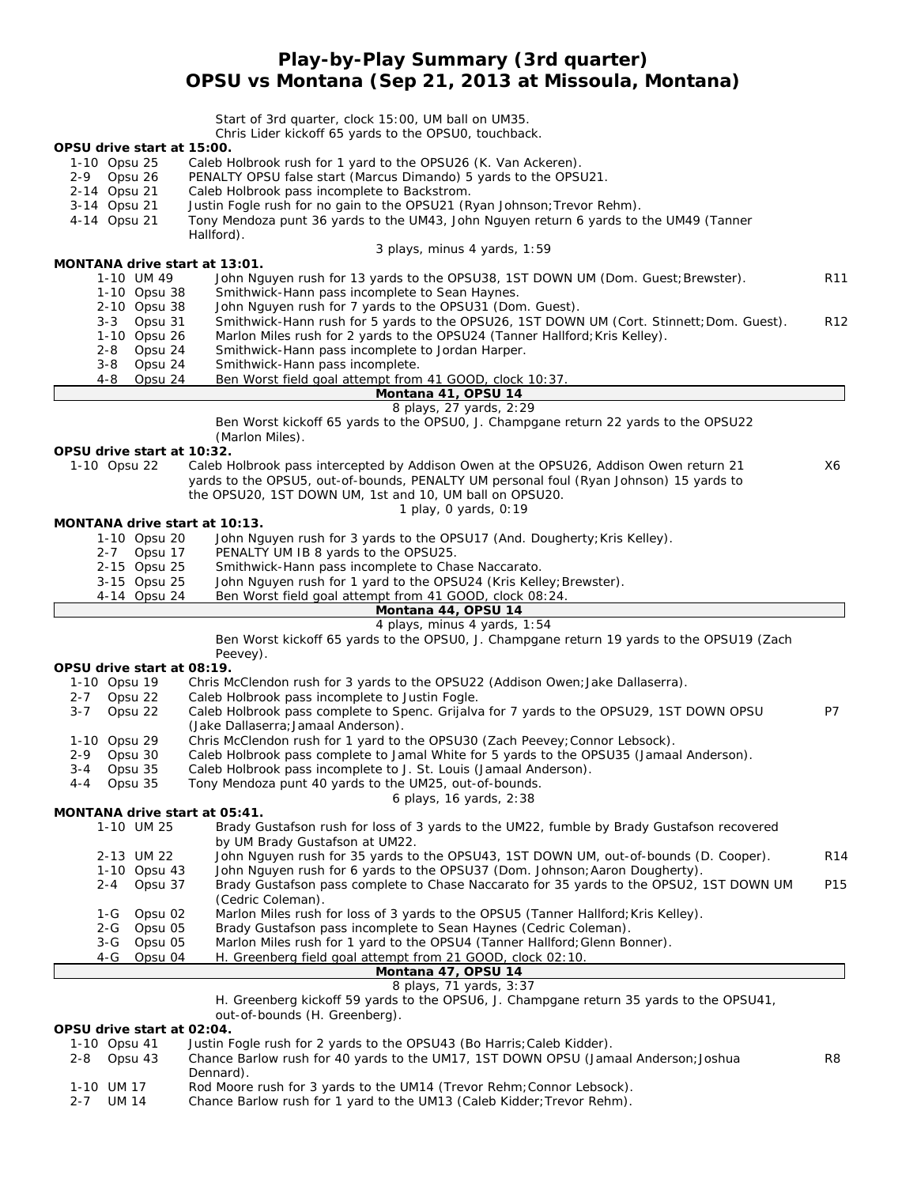# Play-by-Play Summary (3rd quarter)
## OPSU vs Montana (Sep 21, 2013 at Missoula, Montana)

Start of 3rd quarter, clock 15:00, UM ball on UM35.
Chris Lider kickoff 65 yards to the OPSU0, touchback.

**OPSU drive start at 15:00.**

| Down | Play | |
|---|---|---|
| 1-10 Opsu 25 | Caleb Holbrook rush for 1 yard to the OPSU26 (K. Van Ackeren). | |
| 2-9 Opsu 26 | PENALTY OPSU false start (Marcus Dimando) 5 yards to the OPSU21. | |
| 2-14 Opsu 21 | Caleb Holbrook pass incomplete to Backstrom. | |
| 3-14 Opsu 21 | Justin Fogle rush for no gain to the OPSU21 (Ryan Johnson;Trevor Rehm). | |
| 4-14 Opsu 21 | Tony Mendoza punt 36 yards to the UM43, John Nguyen return 6 yards to the UM49 (Tanner Hallford). | |

3 plays, minus 4 yards, 1:59

**MONTANA drive start at 13:01.**

| Down | Play | |
|---|---|---|
| 1-10 UM 49 | John Nguyen rush for 13 yards to the OPSU38, 1ST DOWN UM (Dom. Guest;Brewster). | R11 |
| 1-10 Opsu 38 | Smithwick-Hann pass incomplete to Sean Haynes. | |
| 2-10 Opsu 38 | John Nguyen rush for 7 yards to the OPSU31 (Dom. Guest). | |
| 3-3 Opsu 31 | Smithwick-Hann rush for 5 yards to the OPSU26, 1ST DOWN UM (Cort. Stinnett;Dom. Guest). | R12 |
| 1-10 Opsu 26 | Marlon Miles rush for 2 yards to the OPSU24 (Tanner Hallford;Kris Kelley). | |
| 2-8 Opsu 24 | Smithwick-Hann pass incomplete to Jordan Harper. | |
| 3-8 Opsu 24 | Smithwick-Hann pass incomplete. | |
| 4-8 Opsu 24 | Ben Worst field goal attempt from 41 GOOD, clock 10:37. | |

**Montana 41, OPSU 14**

8 plays, 27 yards, 2:29

Ben Worst kickoff 65 yards to the OPSU0, J. Champgane return 22 yards to the OPSU22 (Marlon Miles).

**OPSU drive start at 10:32.**

| Down | Play | |
|---|---|---|
| 1-10 Opsu 22 | Caleb Holbrook pass intercepted by Addison Owen at the OPSU26, Addison Owen return 21 yards to the OPSU5, out-of-bounds, PENALTY UM personal foul (Ryan Johnson) 15 yards to the OPSU20, 1ST DOWN UM, 1st and 10, UM ball on OPSU20. | X6 |

1 play, 0 yards, 0:19

**MONTANA drive start at 10:13.**

| Down | Play | |
|---|---|---|
| 1-10 Opsu 20 | John Nguyen rush for 3 yards to the OPSU17 (And. Dougherty;Kris Kelley). | |
| 2-7 Opsu 17 | PENALTY UM IB 8 yards to the OPSU25. | |
| 2-15 Opsu 25 | Smithwick-Hann pass incomplete to Chase Naccarato. | |
| 3-15 Opsu 25 | John Nguyen rush for 1 yard to the OPSU24 (Kris Kelley;Brewster). | |
| 4-14 Opsu 24 | Ben Worst field goal attempt from 41 GOOD, clock 08:24. | |

**Montana 44, OPSU 14**

4 plays, minus 4 yards, 1:54

Ben Worst kickoff 65 yards to the OPSU0, J. Champgane return 19 yards to the OPSU19 (Zach Peevey).

**OPSU drive start at 08:19.**

| Down | Play | |
|---|---|---|
| 1-10 Opsu 19 | Chris McClendon rush for 3 yards to the OPSU22 (Addison Owen;Jake Dallaserra). | |
| 2-7 Opsu 22 | Caleb Holbrook pass incomplete to Justin Fogle. | |
| 3-7 Opsu 22 | Caleb Holbrook pass complete to Spenc. Grijalva for 7 yards to the OPSU29, 1ST DOWN OPSU (Jake Dallaserra;Jamaal Anderson). | P7 |
| 1-10 Opsu 29 | Chris McClendon rush for 1 yard to the OPSU30 (Zach Peevey;Connor Lebsock). | |
| 2-9 Opsu 30 | Caleb Holbrook pass complete to Jamal White for 5 yards to the OPSU35 (Jamaal Anderson). | |
| 3-4 Opsu 35 | Caleb Holbrook pass incomplete to J. St. Louis (Jamaal Anderson). | |
| 4-4 Opsu 35 | Tony Mendoza punt 40 yards to the UM25, out-of-bounds. | |

6 plays, 16 yards, 2:38

**MONTANA drive start at 05:41.**

| Down | Play | |
|---|---|---|
| 1-10 UM 25 | Brady Gustafson rush for loss of 3 yards to the UM22, fumble by Brady Gustafson recovered by UM Brady Gustafson at UM22. | |
| 2-13 UM 22 | John Nguyen rush for 35 yards to the OPSU43, 1ST DOWN UM, out-of-bounds (D. Cooper). | R14 |
| 1-10 Opsu 43 | John Nguyen rush for 6 yards to the OPSU37 (Dom. Johnson;Aaron Dougherty). | |
| 2-4 Opsu 37 | Brady Gustafson pass complete to Chase Naccarato for 35 yards to the OPSU2, 1ST DOWN UM (Cedric Coleman). | P15 |
| 1-G Opsu 02 | Marlon Miles rush for loss of 3 yards to the OPSU5 (Tanner Hallford;Kris Kelley). | |
| 2-G Opsu 05 | Brady Gustafson pass incomplete to Sean Haynes (Cedric Coleman). | |
| 3-G Opsu 05 | Marlon Miles rush for 1 yard to the OPSU4 (Tanner Hallford;Glenn Bonner). | |
| 4-G Opsu 04 | H. Greenberg field goal attempt from 21 GOOD, clock 02:10. | |

**Montana 47, OPSU 14**

8 plays, 71 yards, 3:37

H. Greenberg kickoff 59 yards to the OPSU6, J. Champgane return 35 yards to the OPSU41, out-of-bounds (H. Greenberg).

**OPSU drive start at 02:04.**

| Down | Play | |
|---|---|---|
| 1-10 Opsu 41 | Justin Fogle rush for 2 yards to the OPSU43 (Bo Harris;Caleb Kidder). | |
| 2-8 Opsu 43 | Chance Barlow rush for 40 yards to the UM17, 1ST DOWN OPSU (Jamaal Anderson;Joshua Dennard). | R8 |
| 1-10 UM 17 | Rod Moore rush for 3 yards to the UM14 (Trevor Rehm;Connor Lebsock). | |
| 2-7 UM 14 | Chance Barlow rush for 1 yard to the UM13 (Caleb Kidder;Trevor Rehm). | |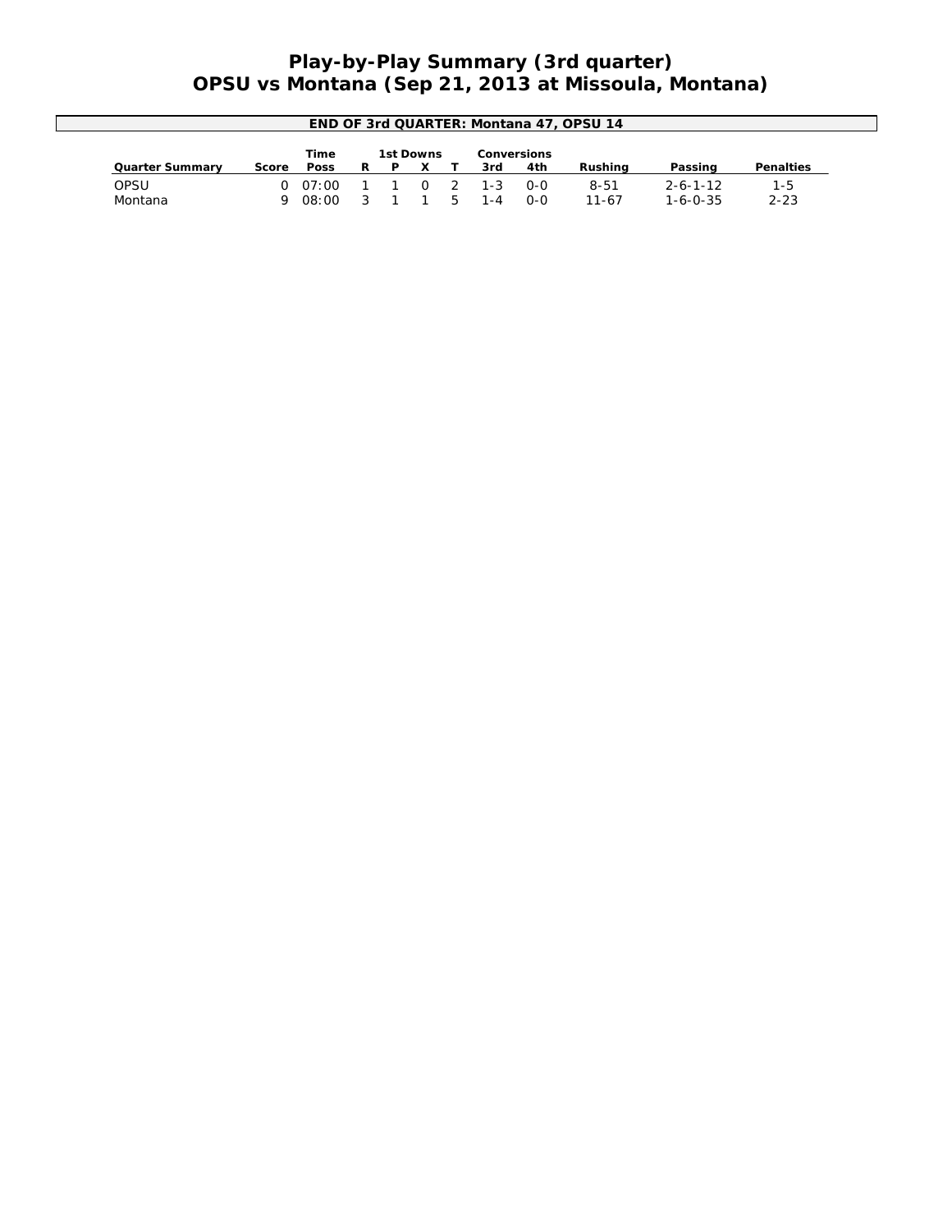# Play-by-Play Summary (3rd quarter)
# OPSU vs Montana (Sep 21, 2013 at Missoula, Montana)

**END OF 3rd QUARTER: Montana 47, OPSU 14**

| Quarter Summary | Score | Time Poss | 1st Downs R | P | X | T | Conversions 3rd | 4th | Rushing | Passing | Penalties |
|---|---|---|---|---|---|---|---|---|---|---|---|
| OPSU | 0 | 07:00 | 1 | 1 | 0 | 2 | 1-3 | 0-0 | 8-51 | 2-6-1-12 | 1-5 |
| Montana | 9 | 08:00 | 3 | 1 | 1 | 5 | 1-4 | 0-0 | 11-67 | 1-6-0-35 | 2-23 |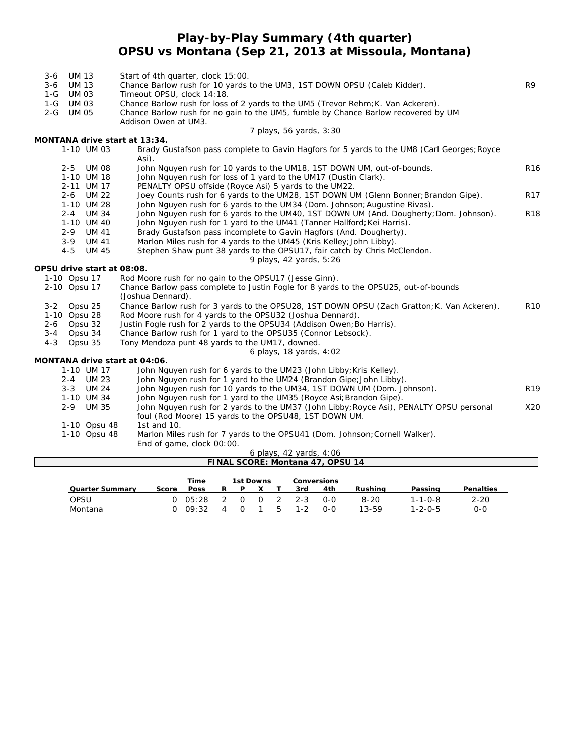# Play-by-Play Summary (4th quarter)
## OPSU vs Montana (Sep 21, 2013 at Missoula, Montana)

| | | | |
|---|---|---|---|
| 3-6 | UM 13 | Start of 4th quarter, clock 15:00. | |
| 3-6 | UM 13 | Chance Barlow rush for 10 yards to the UM3, 1ST DOWN OPSU (Caleb Kidder). | R9 |
| 1-G | UM 03 | Timeout OPSU, clock 14:18. | |
| 1-G | UM 03 | Chance Barlow rush for loss of 2 yards to the UM5 (Trevor Rehm;K. Van Ackeren). | |
| 2-G | UM 05 | Chance Barlow rush for no gain to the UM5, fumble by Chance Barlow recovered by UM Addison Owen at UM3. | |
| | | 7 plays, 56 yards, 3:30 | |

**MONTANA drive start at 13:34.**

| | | | |
|---|---|---|---|
| 1-10 | UM 03 | Brady Gustafson pass complete to Gavin Hagfors for 5 yards to the UM8 (Carl Georges;Royce Asi). | |
| 2-5 | UM 08 | John Nguyen rush for 10 yards to the UM18, 1ST DOWN UM, out-of-bounds. | R16 |
| 1-10 | UM 18 | John Nguyen rush for loss of 1 yard to the UM17 (Dustin Clark). | |
| 2-11 | UM 17 | PENALTY OPSU offside (Royce Asi) 5 yards to the UM22. | |
| 2-6 | UM 22 | Joey Counts rush for 6 yards to the UM28, 1ST DOWN UM (Glenn Bonner;Brandon Gipe). | R17 |
| 1-10 | UM 28 | John Nguyen rush for 6 yards to the UM34 (Dom. Johnson;Augustine Rivas). | |
| 2-4 | UM 34 | John Nguyen rush for 6 yards to the UM40, 1ST DOWN UM (And. Dougherty;Dom. Johnson). | R18 |
| 1-10 | UM 40 | John Nguyen rush for 1 yard to the UM41 (Tanner Hallford;Kei Harris). | |
| 2-9 | UM 41 | Brady Gustafson pass incomplete to Gavin Hagfors (And. Dougherty). | |
| 3-9 | UM 41 | Marlon Miles rush for 4 yards to the UM45 (Kris Kelley;John Libby). | |
| 4-5 | UM 45 | Stephen Shaw punt 38 yards to the OPSU17, fair catch by Chris McClendon. | |
| | | 9 plays, 42 yards, 5:26 | |

**OPSU drive start at 08:08.**

| | | | |
|---|---|---|---|
| 1-10 | Opsu 17 | Rod Moore rush for no gain to the OPSU17 (Jesse Ginn). | |
| 2-10 | Opsu 17 | Chance Barlow pass complete to Justin Fogle for 8 yards to the OPSU25, out-of-bounds (Joshua Dennard). | |
| 3-2 | Opsu 25 | Chance Barlow rush for 3 yards to the OPSU28, 1ST DOWN OPSU (Zach Gratton;K. Van Ackeren). | R10 |
| 1-10 | Opsu 28 | Rod Moore rush for 4 yards to the OPSU32 (Joshua Dennard). | |
| 2-6 | Opsu 32 | Justin Fogle rush for 2 yards to the OPSU34 (Addison Owen;Bo Harris). | |
| 3-4 | Opsu 34 | Chance Barlow rush for 1 yard to the OPSU35 (Connor Lebsock). | |
| 4-3 | Opsu 35 | Tony Mendoza punt 48 yards to the UM17, downed. | |
| | | 6 plays, 18 yards, 4:02 | |

**MONTANA drive start at 04:06.**

| | | | |
|---|---|---|---|
| 1-10 | UM 17 | John Nguyen rush for 6 yards to the UM23 (John Libby;Kris Kelley). | |
| 2-4 | UM 23 | John Nguyen rush for 1 yard to the UM24 (Brandon Gipe;John Libby). | |
| 3-3 | UM 24 | John Nguyen rush for 10 yards to the UM34, 1ST DOWN UM (Dom. Johnson). | R19 |
| 1-10 | UM 34 | John Nguyen rush for 1 yard to the UM35 (Royce Asi;Brandon Gipe). | |
| 2-9 | UM 35 | John Nguyen rush for 2 yards to the UM37 (John Libby;Royce Asi), PENALTY OPSU personal foul (Rod Moore) 15 yards to the OPSU48, 1ST DOWN UM. | X20 |
| 1-10 | Opsu 48 | 1st and 10. | |
| 1-10 | Opsu 48 | Marlon Miles rush for 7 yards to the OPSU41 (Dom. Johnson;Cornell Walker). | |
| | | End of game, clock 00:00. | |
| | | 6 plays, 42 yards, 4:06 | |

**FINAL SCORE: Montana 47, OPSU 14**

| Quarter Summary | Score | Time Poss | 1st Downs R | P | X | T | Conversions 3rd | 4th | Rushing | Passing | Penalties |
|---|---|---|---|---|---|---|---|---|---|---|---|
| OPSU | 0 | 05:28 | 2 | 0 | 0 | 2 | 2-3 | 0-0 | 8-20 | 1-1-0-8 | 2-20 |
| Montana | 0 | 09:32 | 4 | 0 | 1 | 5 | 1-2 | 0-0 | 13-59 | 1-2-0-5 | 0-0 |